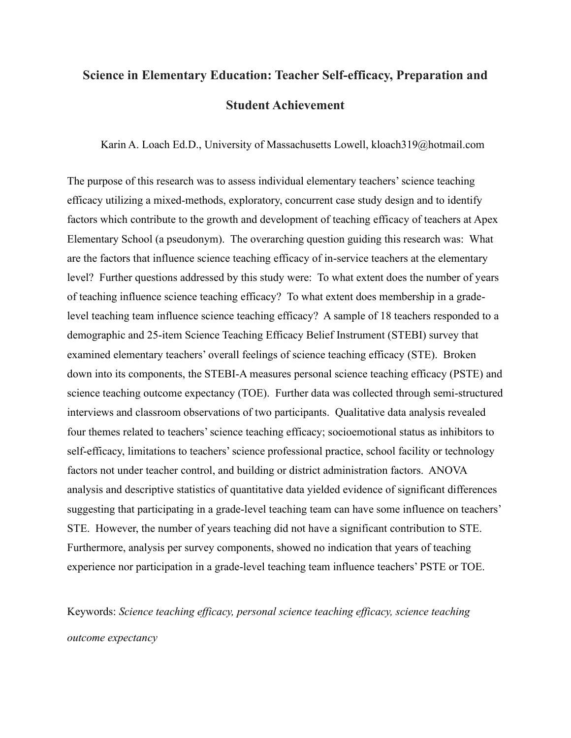# Science in Elementary Education: Teacher Self-efficacy, Preparation and Student Achievement

Karin A. Loach Ed.D., University of Massachusetts Lowell, kloach319@hotmail.com

The purpose of this research was to assess individual elementary teachers' science teaching efficacy utilizing a mixed-methods, exploratory, concurrent case study design and to identify factors which contribute to the growth and development of teaching efficacy of teachers at Apex Elementary School (a pseudonym). The overarching question guiding this research was: What are the factors that influence science teaching efficacy of in-service teachers at the elementary level? Further questions addressed by this study were: To what extent does the number of years of teaching influence science teaching efficacy? To what extent does membership in a grade-level teaching team influence science teaching efficacy? A sample of 18 teachers responded to a demographic and 25-item Science Teaching Efficacy Belief Instrument (STEBI) survey that examined elementary teachers' overall feelings of science teaching efficacy (STE). Broken down into its components, the STEBI-A measures personal science teaching efficacy (PSTE) and science teaching outcome expectancy (TOE). Further data was collected through semi-structured interviews and classroom observations of two participants. Qualitative data analysis revealed four themes related to teachers' science teaching efficacy; socioemotional status as inhibitors to self-efficacy, limitations to teachers' science professional practice, school facility or technology factors not under teacher control, and building or district administration factors. ANOVA analysis and descriptive statistics of quantitative data yielded evidence of significant differences suggesting that participating in a grade-level teaching team can have some influence on teachers' STE. However, the number of years teaching did not have a significant contribution to STE. Furthermore, analysis per survey components, showed no indication that years of teaching experience nor participation in a grade-level teaching team influence teachers' PSTE or TOE.

Keywords: *Science teaching efficacy, personal science teaching efficacy, science teaching outcome expectancy*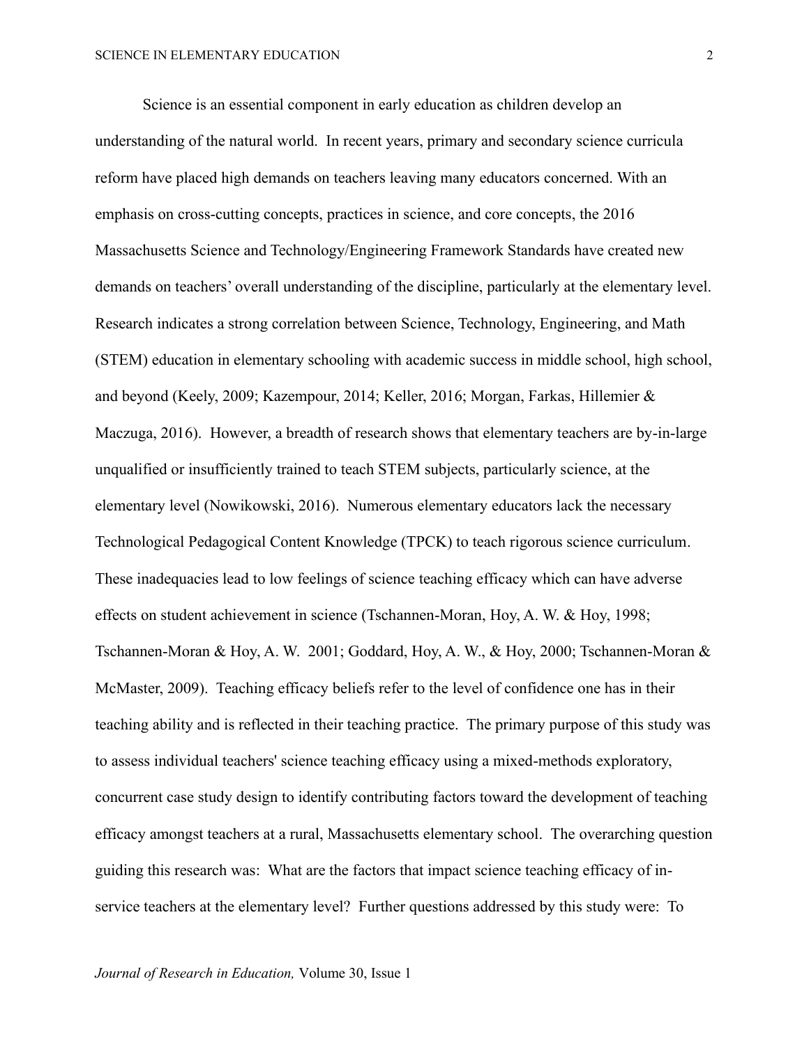Science is an essential component in early education as children develop an understanding of the natural world. In recent years, primary and secondary science curricula reform have placed high demands on teachers leaving many educators concerned. With an emphasis on cross-cutting concepts, practices in science, and core concepts, the 2016 Massachusetts Science and Technology/Engineering Framework Standards have created new demands on teachers' overall understanding of the discipline, particularly at the elementary level. Research indicates a strong correlation between Science, Technology, Engineering, and Math (STEM) education in elementary schooling with academic success in middle school, high school, and beyond (Keely, 2009; Kazempour, 2014; Keller, 2016; Morgan, Farkas, Hillemier & Maczuga, 2016). However, a breadth of research shows that elementary teachers are by-in-large unqualified or insufficiently trained to teach STEM subjects, particularly science, at the elementary level (Nowikowski, 2016). Numerous elementary educators lack the necessary Technological Pedagogical Content Knowledge (TPCK) to teach rigorous science curriculum. These inadequacies lead to low feelings of science teaching efficacy which can have adverse effects on student achievement in science (Tschannen-Moran, Hoy, A. W. & Hoy, 1998; Tschannen-Moran & Hoy, A. W. 2001; Goddard, Hoy, A. W., & Hoy, 2000; Tschannen-Moran & McMaster, 2009). Teaching efficacy beliefs refer to the level of confidence one has in their teaching ability and is reflected in their teaching practice. The primary purpose of this study was to assess individual teachers' science teaching efficacy using a mixed-methods exploratory, concurrent case study design to identify contributing factors toward the development of teaching efficacy amongst teachers at a rural, Massachusetts elementary school. The overarching question guiding this research was: What are the factors that impact science teaching efficacy of in-service teachers at the elementary level? Further questions addressed by this study were: To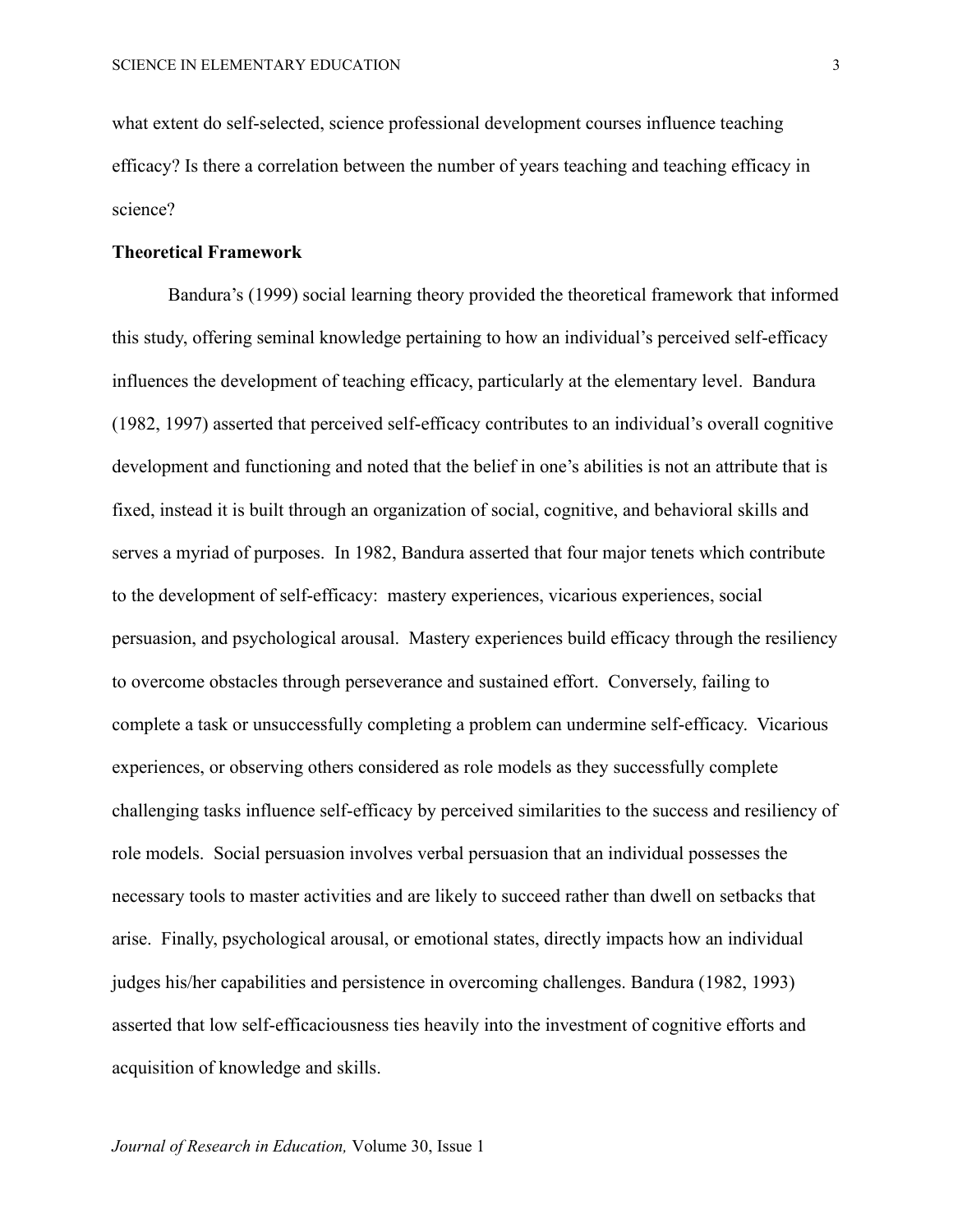what extent do self-selected, science professional development courses influence teaching efficacy? Is there a correlation between the number of years teaching and teaching efficacy in science?

## Theoretical Framework

Bandura's (1999) social learning theory provided the theoretical framework that informed this study, offering seminal knowledge pertaining to how an individual's perceived self-efficacy influences the development of teaching efficacy, particularly at the elementary level. Bandura (1982, 1997) asserted that perceived self-efficacy contributes to an individual's overall cognitive development and functioning and noted that the belief in one's abilities is not an attribute that is fixed, instead it is built through an organization of social, cognitive, and behavioral skills and serves a myriad of purposes. In 1982, Bandura asserted that four major tenets which contribute to the development of self-efficacy: mastery experiences, vicarious experiences, social persuasion, and psychological arousal. Mastery experiences build efficacy through the resiliency to overcome obstacles through perseverance and sustained effort. Conversely, failing to complete a task or unsuccessfully completing a problem can undermine self-efficacy. Vicarious experiences, or observing others considered as role models as they successfully complete challenging tasks influence self-efficacy by perceived similarities to the success and resiliency of role models. Social persuasion involves verbal persuasion that an individual possesses the necessary tools to master activities and are likely to succeed rather than dwell on setbacks that arise. Finally, psychological arousal, or emotional states, directly impacts how an individual judges his/her capabilities and persistence in overcoming challenges. Bandura (1982, 1993) asserted that low self-efficaciousness ties heavily into the investment of cognitive efforts and acquisition of knowledge and skills.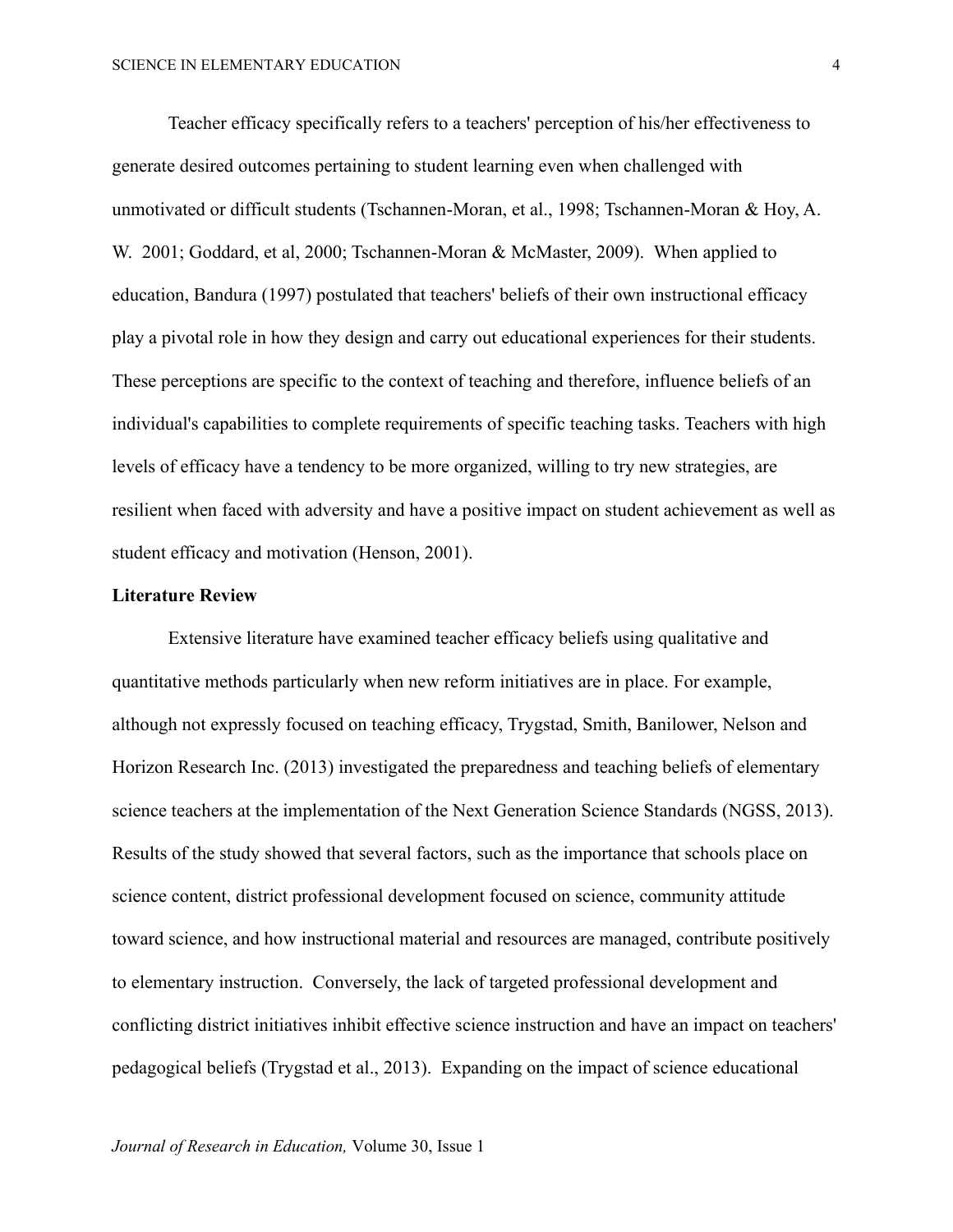Teacher efficacy specifically refers to a teachers' perception of his/her effectiveness to generate desired outcomes pertaining to student learning even when challenged with unmotivated or difficult students (Tschannen-Moran, et al., 1998; Tschannen-Moran & Hoy, A. W. 2001; Goddard, et al, 2000; Tschannen-Moran & McMaster, 2009). When applied to education, Bandura (1997) postulated that teachers' beliefs of their own instructional efficacy play a pivotal role in how they design and carry out educational experiences for their students. These perceptions are specific to the context of teaching and therefore, influence beliefs of an individual's capabilities to complete requirements of specific teaching tasks. Teachers with high levels of efficacy have a tendency to be more organized, willing to try new strategies, are resilient when faced with adversity and have a positive impact on student achievement as well as student efficacy and motivation (Henson, 2001).

**Literature Review**

Extensive literature have examined teacher efficacy beliefs using qualitative and quantitative methods particularly when new reform initiatives are in place. For example, although not expressly focused on teaching efficacy, Trygstad, Smith, Banilower, Nelson and Horizon Research Inc. (2013) investigated the preparedness and teaching beliefs of elementary science teachers at the implementation of the Next Generation Science Standards (NGSS, 2013). Results of the study showed that several factors, such as the importance that schools place on science content, district professional development focused on science, community attitude toward science, and how instructional material and resources are managed, contribute positively to elementary instruction. Conversely, the lack of targeted professional development and conflicting district initiatives inhibit effective science instruction and have an impact on teachers' pedagogical beliefs (Trygstad et al., 2013). Expanding on the impact of science educational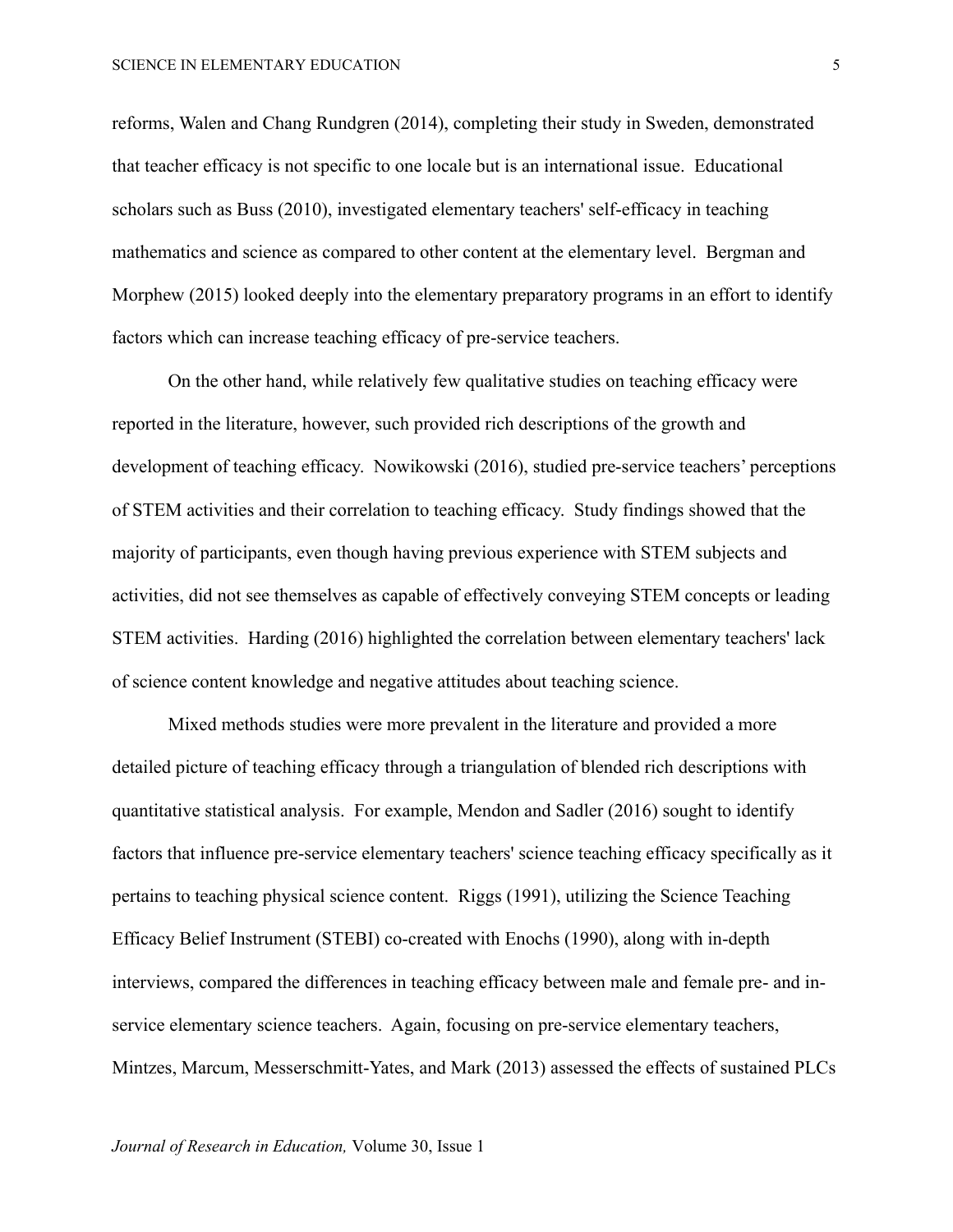reforms, Walen and Chang Rundgren (2014), completing their study in Sweden, demonstrated that teacher efficacy is not specific to one locale but is an international issue. Educational scholars such as Buss (2010), investigated elementary teachers' self-efficacy in teaching mathematics and science as compared to other content at the elementary level. Bergman and Morphew (2015) looked deeply into the elementary preparatory programs in an effort to identify factors which can increase teaching efficacy of pre-service teachers.

On the other hand, while relatively few qualitative studies on teaching efficacy were reported in the literature, however, such provided rich descriptions of the growth and development of teaching efficacy. Nowikowski (2016), studied pre-service teachers' perceptions of STEM activities and their correlation to teaching efficacy. Study findings showed that the majority of participants, even though having previous experience with STEM subjects and activities, did not see themselves as capable of effectively conveying STEM concepts or leading STEM activities. Harding (2016) highlighted the correlation between elementary teachers' lack of science content knowledge and negative attitudes about teaching science.

Mixed methods studies were more prevalent in the literature and provided a more detailed picture of teaching efficacy through a triangulation of blended rich descriptions with quantitative statistical analysis. For example, Mendon and Sadler (2016) sought to identify factors that influence pre-service elementary teachers' science teaching efficacy specifically as it pertains to teaching physical science content. Riggs (1991), utilizing the Science Teaching Efficacy Belief Instrument (STEBI) co-created with Enochs (1990), along with in-depth interviews, compared the differences in teaching efficacy between male and female pre- and in-service elementary science teachers. Again, focusing on pre-service elementary teachers, Mintzes, Marcum, Messerschmitt-Yates, and Mark (2013) assessed the effects of sustained PLCs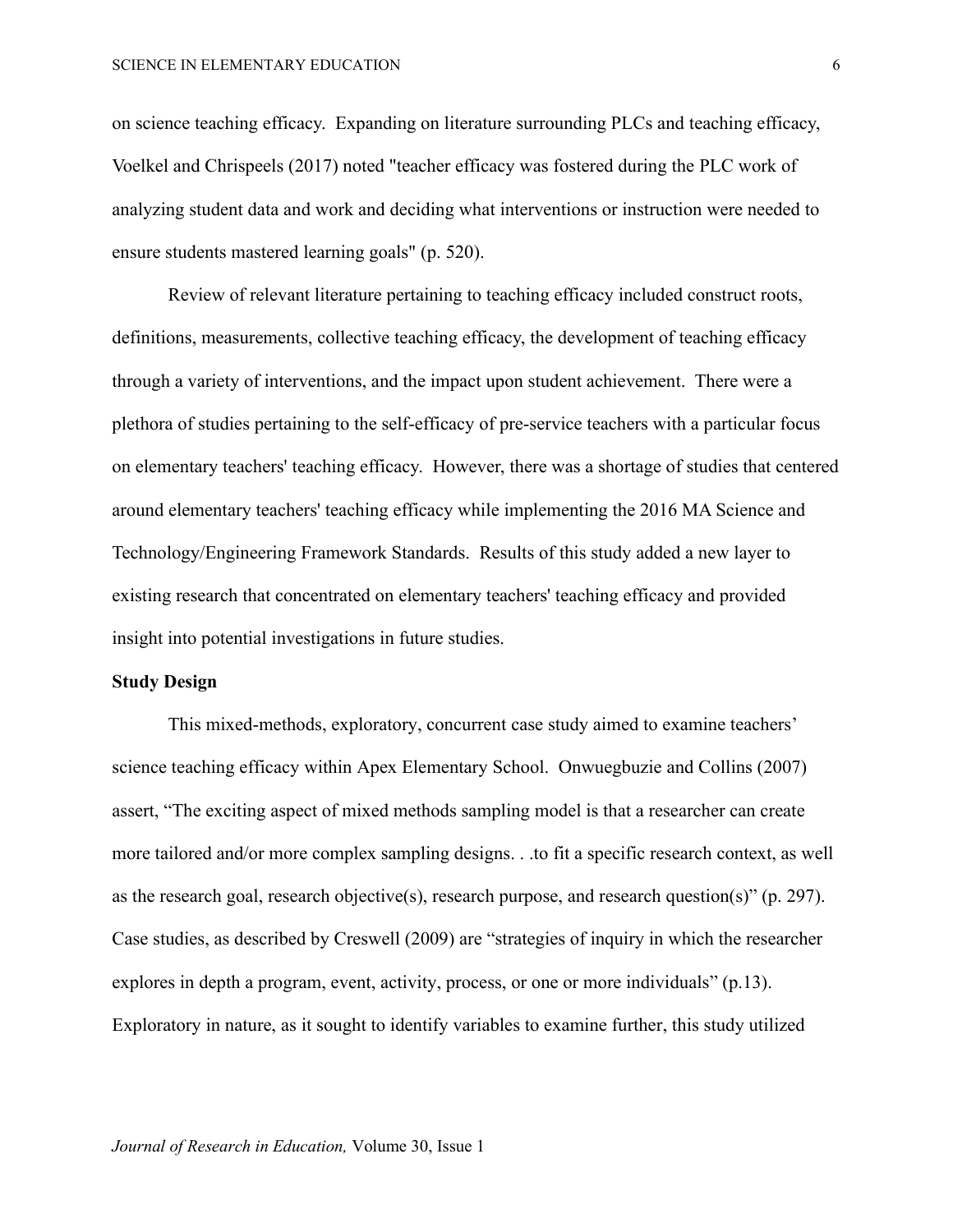on science teaching efficacy. Expanding on literature surrounding PLCs and teaching efficacy, Voelkel and Chrispeels (2017) noted "teacher efficacy was fostered during the PLC work of analyzing student data and work and deciding what interventions or instruction were needed to ensure students mastered learning goals" (p. 520).

Review of relevant literature pertaining to teaching efficacy included construct roots, definitions, measurements, collective teaching efficacy, the development of teaching efficacy through a variety of interventions, and the impact upon student achievement. There were a plethora of studies pertaining to the self-efficacy of pre-service teachers with a particular focus on elementary teachers' teaching efficacy. However, there was a shortage of studies that centered around elementary teachers' teaching efficacy while implementing the 2016 MA Science and Technology/Engineering Framework Standards. Results of this study added a new layer to existing research that concentrated on elementary teachers' teaching efficacy and provided insight into potential investigations in future studies.

## Study Design

This mixed-methods, exploratory, concurrent case study aimed to examine teachers' science teaching efficacy within Apex Elementary School. Onwuegbuzie and Collins (2007) assert, "The exciting aspect of mixed methods sampling model is that a researcher can create more tailored and/or more complex sampling designs. . .to fit a specific research context, as well as the research goal, research objective(s), research purpose, and research question(s)" (p. 297). Case studies, as described by Creswell (2009) are "strategies of inquiry in which the researcher explores in depth a program, event, activity, process, or one or more individuals" (p.13). Exploratory in nature, as it sought to identify variables to examine further, this study utilized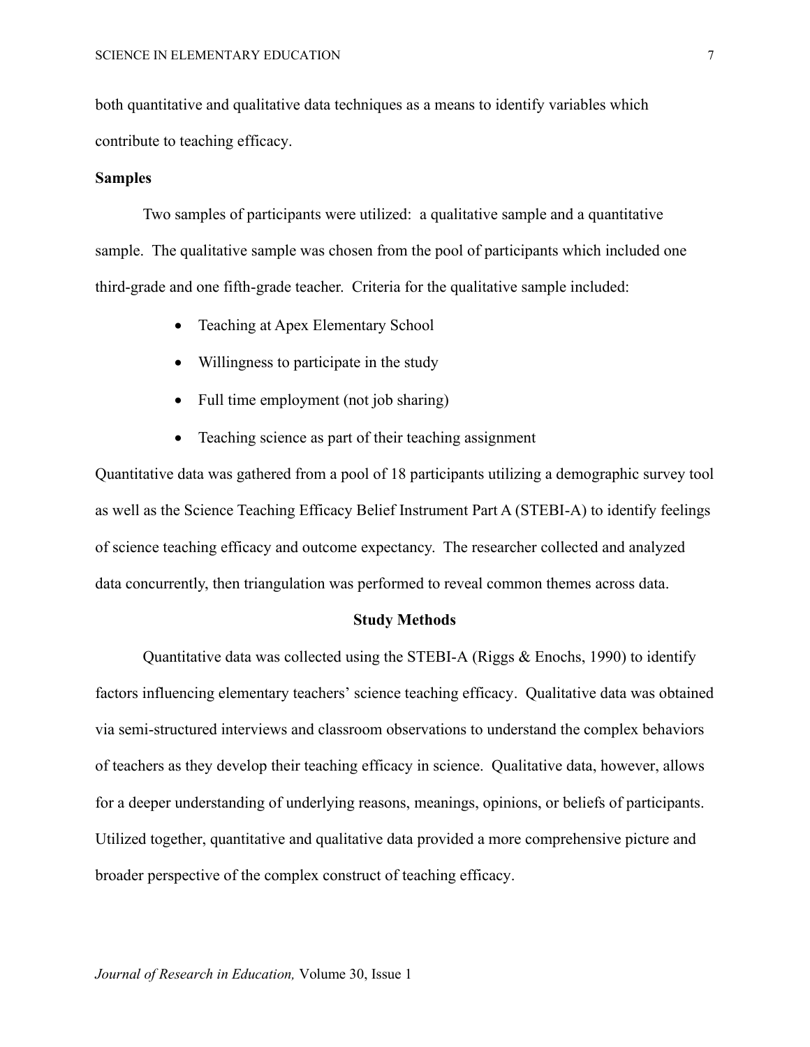both quantitative and qualitative data techniques as a means to identify variables which contribute to teaching efficacy.

**Samples**

Two samples of participants were utilized: a qualitative sample and a quantitative sample. The qualitative sample was chosen from the pool of participants which included one third-grade and one fifth-grade teacher. Criteria for the qualitative sample included:

- Teaching at Apex Elementary School
- Willingness to participate in the study
- Full time employment (not job sharing)
- Teaching science as part of their teaching assignment

Quantitative data was gathered from a pool of 18 participants utilizing a demographic survey tool as well as the Science Teaching Efficacy Belief Instrument Part A (STEBI-A) to identify feelings of science teaching efficacy and outcome expectancy. The researcher collected and analyzed data concurrently, then triangulation was performed to reveal common themes across data.

## Study Methods

Quantitative data was collected using the STEBI-A (Riggs & Enochs, 1990) to identify factors influencing elementary teachers' science teaching efficacy. Qualitative data was obtained via semi-structured interviews and classroom observations to understand the complex behaviors of teachers as they develop their teaching efficacy in science. Qualitative data, however, allows for a deeper understanding of underlying reasons, meanings, opinions, or beliefs of participants. Utilized together, quantitative and qualitative data provided a more comprehensive picture and broader perspective of the complex construct of teaching efficacy.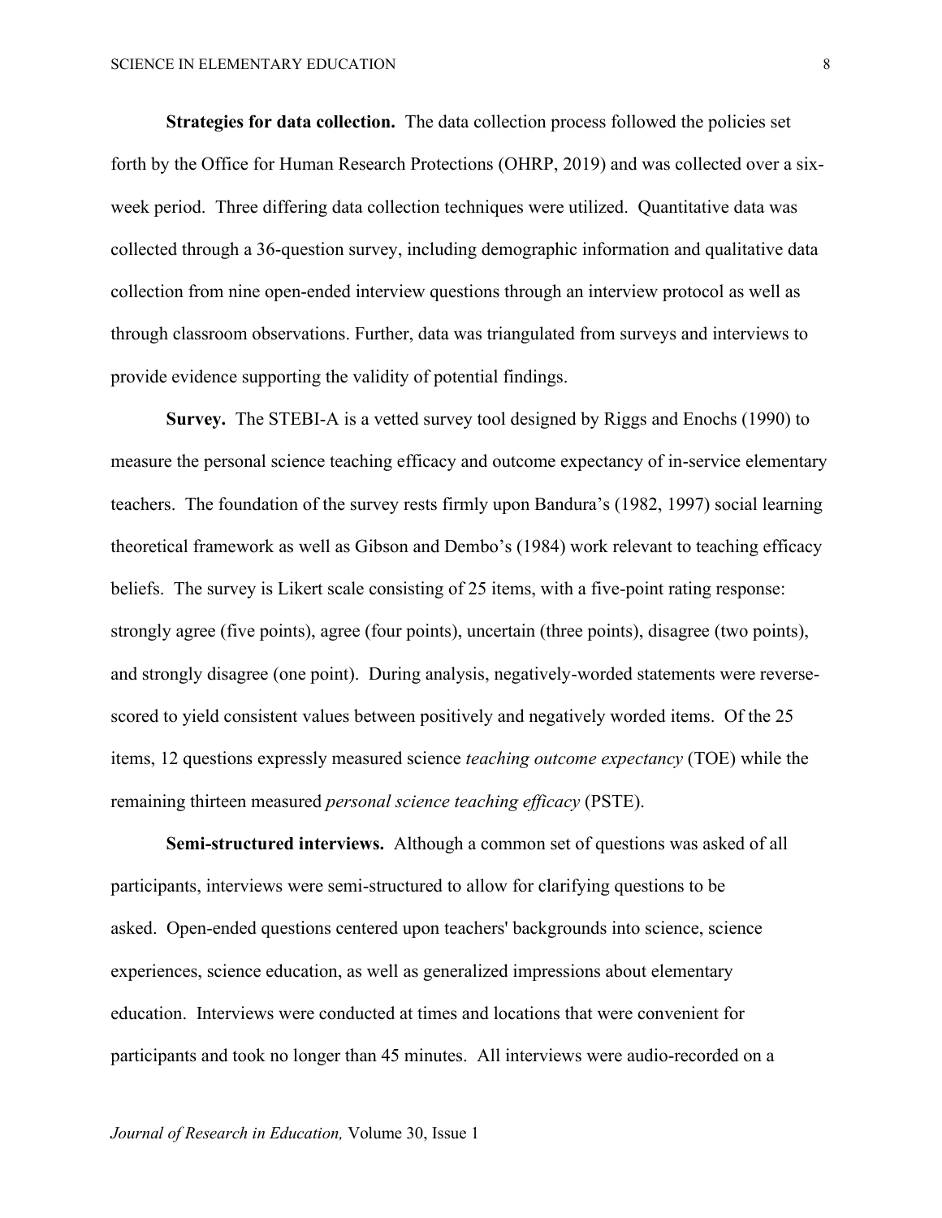**Strategies for data collection.** The data collection process followed the policies set forth by the Office for Human Research Protections (OHRP, 2019) and was collected over a six-week period. Three differing data collection techniques were utilized. Quantitative data was collected through a 36-question survey, including demographic information and qualitative data collection from nine open-ended interview questions through an interview protocol as well as through classroom observations. Further, data was triangulated from surveys and interviews to provide evidence supporting the validity of potential findings.

**Survey.** The STEBI-A is a vetted survey tool designed by Riggs and Enochs (1990) to measure the personal science teaching efficacy and outcome expectancy of in-service elementary teachers. The foundation of the survey rests firmly upon Bandura's (1982, 1997) social learning theoretical framework as well as Gibson and Dembo's (1984) work relevant to teaching efficacy beliefs. The survey is Likert scale consisting of 25 items, with a five-point rating response: strongly agree (five points), agree (four points), uncertain (three points), disagree (two points), and strongly disagree (one point). During analysis, negatively-worded statements were reverse-scored to yield consistent values between positively and negatively worded items. Of the 25 items, 12 questions expressly measured science *teaching outcome expectancy* (TOE) while the remaining thirteen measured *personal science teaching efficacy* (PSTE).

**Semi-structured interviews.** Although a common set of questions was asked of all participants, interviews were semi-structured to allow for clarifying questions to be asked. Open-ended questions centered upon teachers' backgrounds into science, science experiences, science education, as well as generalized impressions about elementary education. Interviews were conducted at times and locations that were convenient for participants and took no longer than 45 minutes. All interviews were audio-recorded on a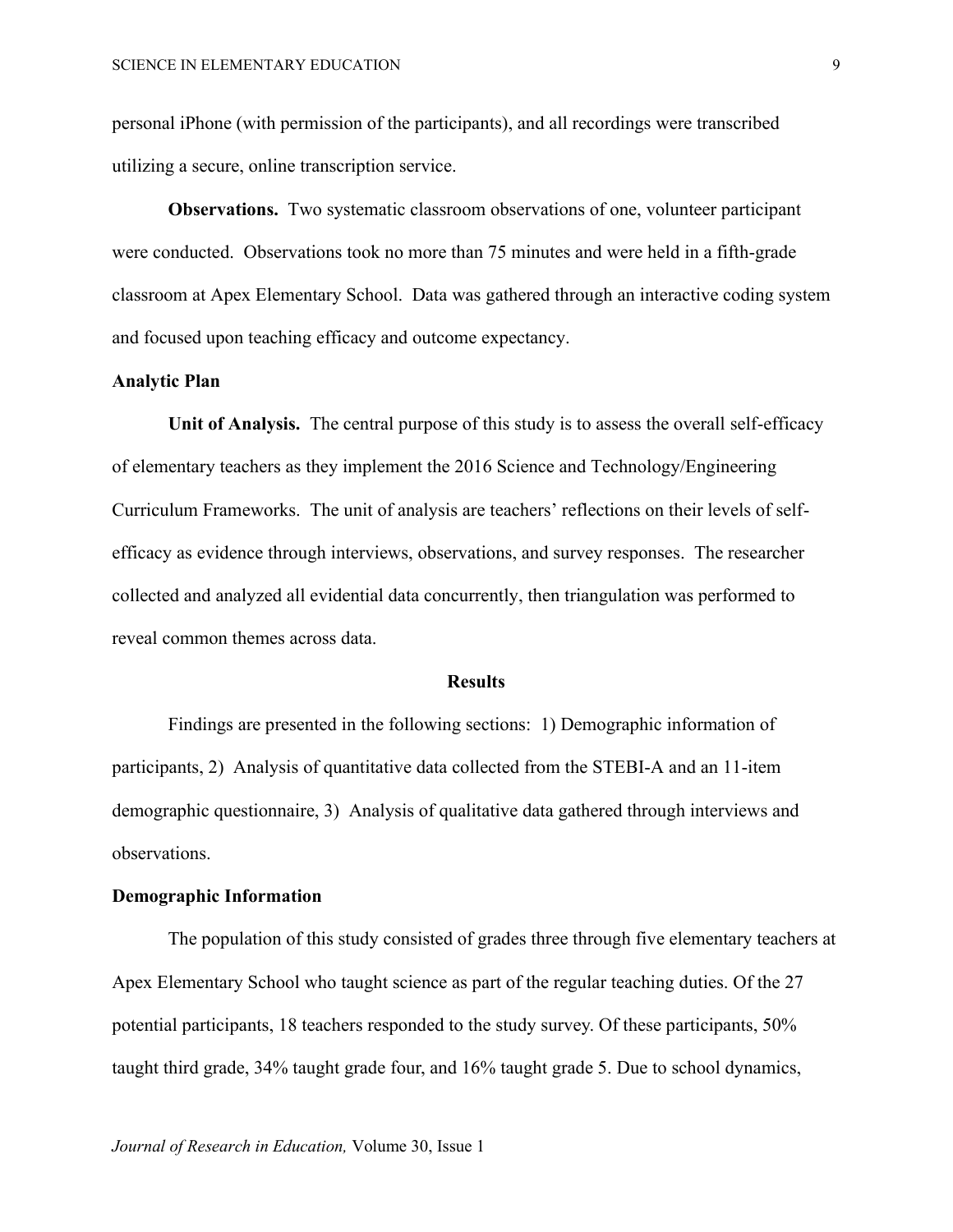personal iPhone (with permission of the participants), and all recordings were transcribed utilizing a secure, online transcription service.

**Observations.** Two systematic classroom observations of one, volunteer participant were conducted. Observations took no more than 75 minutes and were held in a fifth-grade classroom at Apex Elementary School. Data was gathered through an interactive coding system and focused upon teaching efficacy and outcome expectancy.

### Analytic Plan

**Unit of Analysis.** The central purpose of this study is to assess the overall self-efficacy of elementary teachers as they implement the 2016 Science and Technology/Engineering Curriculum Frameworks. The unit of analysis are teachers' reflections on their levels of self-efficacy as evidence through interviews, observations, and survey responses. The researcher collected and analyzed all evidential data concurrently, then triangulation was performed to reveal common themes across data.

## Results

Findings are presented in the following sections: 1) Demographic information of participants, 2) Analysis of quantitative data collected from the STEBI-A and an 11-item demographic questionnaire, 3) Analysis of qualitative data gathered through interviews and observations.

### Demographic Information

The population of this study consisted of grades three through five elementary teachers at Apex Elementary School who taught science as part of the regular teaching duties. Of the 27 potential participants, 18 teachers responded to the study survey. Of these participants, 50% taught third grade, 34% taught grade four, and 16% taught grade 5. Due to school dynamics,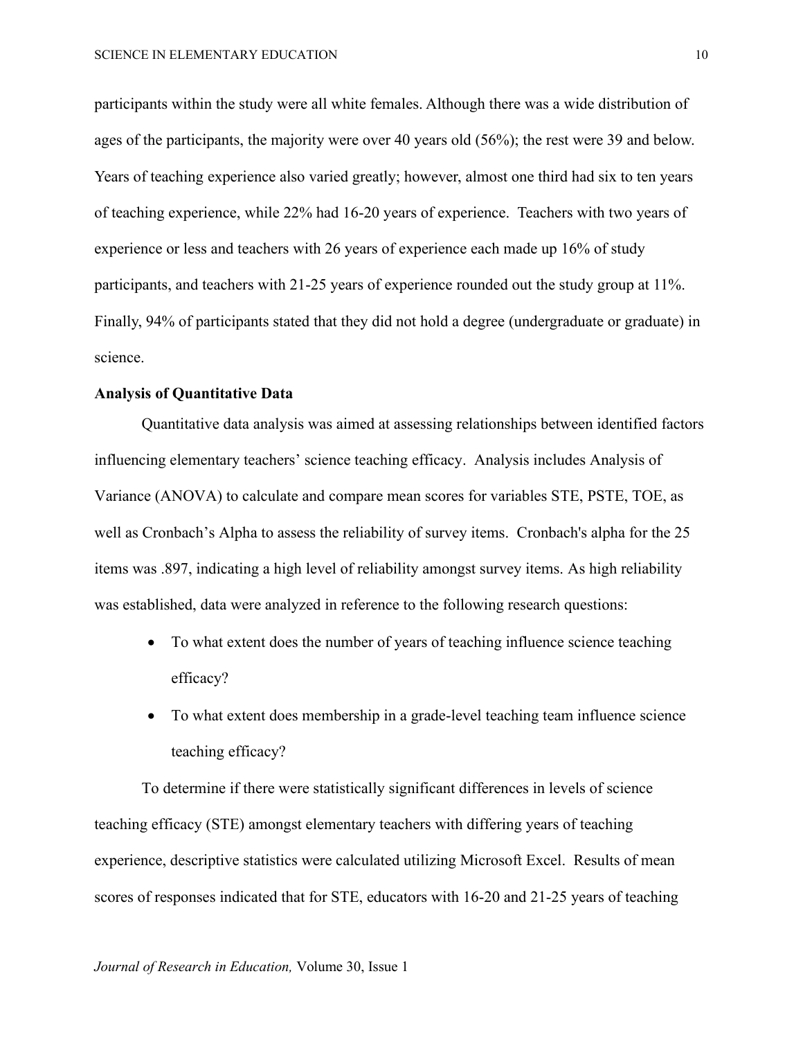participants within the study were all white females. Although there was a wide distribution of ages of the participants, the majority were over 40 years old (56%); the rest were 39 and below. Years of teaching experience also varied greatly; however, almost one third had six to ten years of teaching experience, while 22% had 16-20 years of experience. Teachers with two years of experience or less and teachers with 26 years of experience each made up 16% of study participants, and teachers with 21-25 years of experience rounded out the study group at 11%. Finally, 94% of participants stated that they did not hold a degree (undergraduate or graduate) in science.

**Analysis of Quantitative Data**

Quantitative data analysis was aimed at assessing relationships between identified factors influencing elementary teachers' science teaching efficacy. Analysis includes Analysis of Variance (ANOVA) to calculate and compare mean scores for variables STE, PSTE, TOE, as well as Cronbach's Alpha to assess the reliability of survey items. Cronbach's alpha for the 25 items was .897, indicating a high level of reliability amongst survey items. As high reliability was established, data were analyzed in reference to the following research questions:

- To what extent does the number of years of teaching influence science teaching efficacy?
- To what extent does membership in a grade-level teaching team influence science teaching efficacy?

To determine if there were statistically significant differences in levels of science teaching efficacy (STE) amongst elementary teachers with differing years of teaching experience, descriptive statistics were calculated utilizing Microsoft Excel. Results of mean scores of responses indicated that for STE, educators with 16-20 and 21-25 years of teaching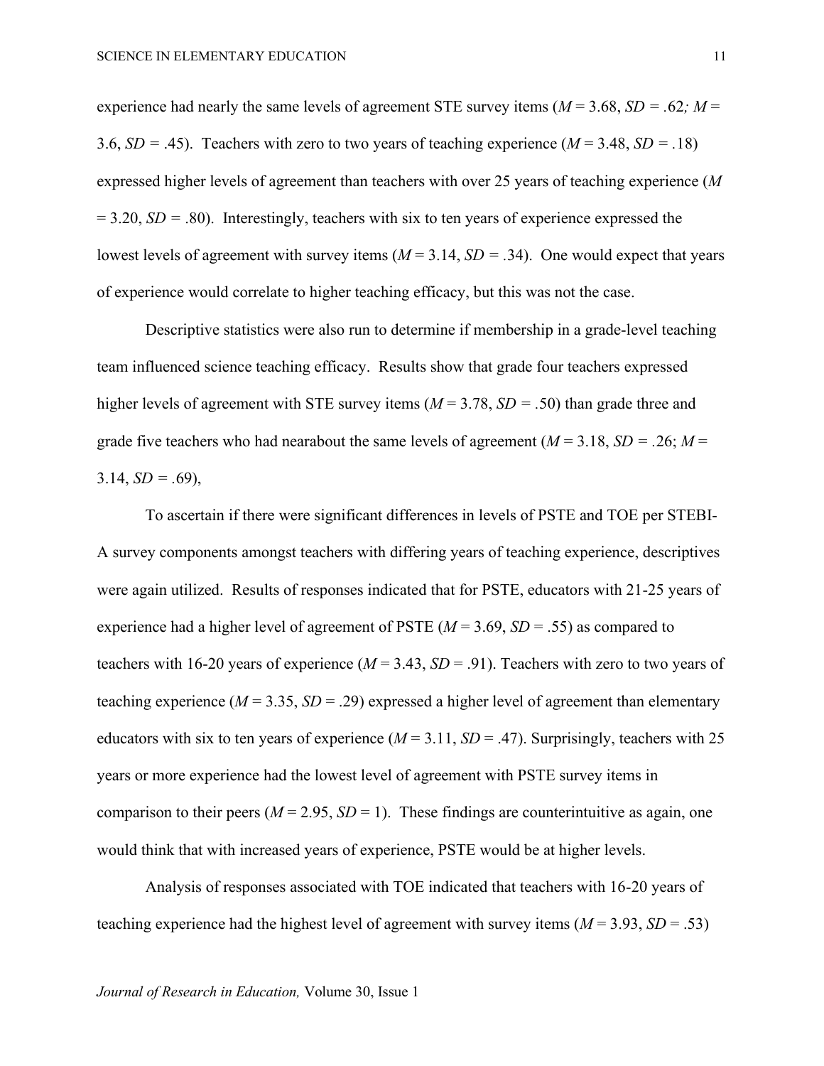experience had nearly the same levels of agreement STE survey items ($M$ = 3.68, $SD$ = .62*;* $M$ = 3.6, $SD$ = .45). Teachers with zero to two years of teaching experience ($M$ = 3.48, $SD$ = .18) expressed higher levels of agreement than teachers with over 25 years of teaching experience ($M$ = 3.20, $SD$ = .80). Interestingly, teachers with six to ten years of experience expressed the lowest levels of agreement with survey items ($M$ = 3.14, $SD$ = .34). One would expect that years of experience would correlate to higher teaching efficacy, but this was not the case.

Descriptive statistics were also run to determine if membership in a grade-level teaching team influenced science teaching efficacy. Results show that grade four teachers expressed higher levels of agreement with STE survey items ($M$ = 3.78, $SD$ = .50) than grade three and grade five teachers who had nearabout the same levels of agreement ($M$ = 3.18, $SD$ = .26; $M$ = 3.14, $SD$ = .69),

To ascertain if there were significant differences in levels of PSTE and TOE per STEBI-A survey components amongst teachers with differing years of teaching experience, descriptives were again utilized. Results of responses indicated that for PSTE, educators with 21-25 years of experience had a higher level of agreement of PSTE ($M$ = 3.69, $SD$ = .55) as compared to teachers with 16-20 years of experience ($M$ = 3.43, $SD$ = .91). Teachers with zero to two years of teaching experience ($M$ = 3.35, $SD$ = .29) expressed a higher level of agreement than elementary educators with six to ten years of experience ($M$ = 3.11, $SD$ = .47). Surprisingly, teachers with 25 years or more experience had the lowest level of agreement with PSTE survey items in comparison to their peers ($M$ = 2.95, $SD$ = 1). These findings are counterintuitive as again, one would think that with increased years of experience, PSTE would be at higher levels.

Analysis of responses associated with TOE indicated that teachers with 16-20 years of teaching experience had the highest level of agreement with survey items ($M$ = 3.93, $SD$ = .53)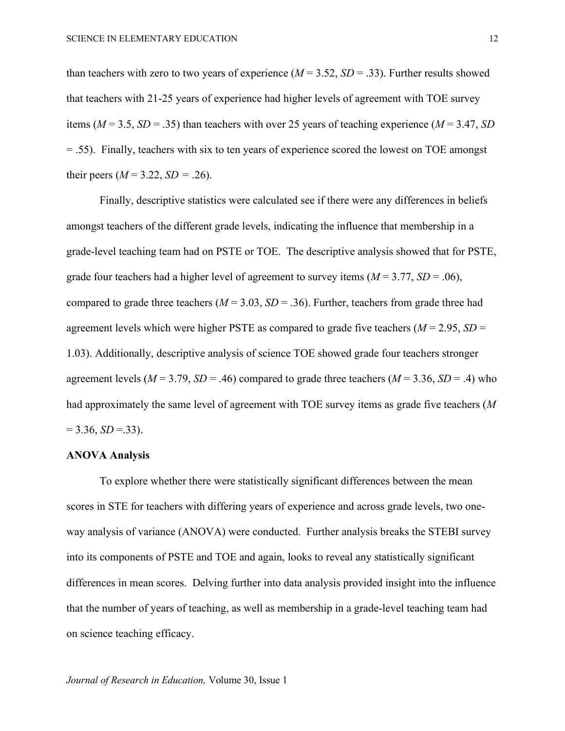than teachers with zero to two years of experience (*M* = 3.52, *SD* = .33). Further results showed that teachers with 21-25 years of experience had higher levels of agreement with TOE survey items (*M* = 3.5, *SD* = .35) than teachers with over 25 years of teaching experience (*M* = 3.47, *SD* = .55). Finally, teachers with six to ten years of experience scored the lowest on TOE amongst their peers (*M* = 3.22, *SD* = .26).

Finally, descriptive statistics were calculated see if there were any differences in beliefs amongst teachers of the different grade levels, indicating the influence that membership in a grade-level teaching team had on PSTE or TOE. The descriptive analysis showed that for PSTE, grade four teachers had a higher level of agreement to survey items (*M* = 3.77, *SD* = .06), compared to grade three teachers (*M* = 3.03, *SD* = .36). Further, teachers from grade three had agreement levels which were higher PSTE as compared to grade five teachers (*M* = 2.95, *SD* = 1.03). Additionally, descriptive analysis of science TOE showed grade four teachers stronger agreement levels (*M* = 3.79, *SD* = .46) compared to grade three teachers (*M* = 3.36, *SD* = .4) who had approximately the same level of agreement with TOE survey items as grade five teachers (*M* = 3.36, *SD* =.33).

**ANOVA Analysis**

To explore whether there were statistically significant differences between the mean scores in STE for teachers with differing years of experience and across grade levels, two one-way analysis of variance (ANOVA) were conducted. Further analysis breaks the STEBI survey into its components of PSTE and TOE and again, looks to reveal any statistically significant differences in mean scores. Delving further into data analysis provided insight into the influence that the number of years of teaching, as well as membership in a grade-level teaching team had on science teaching efficacy.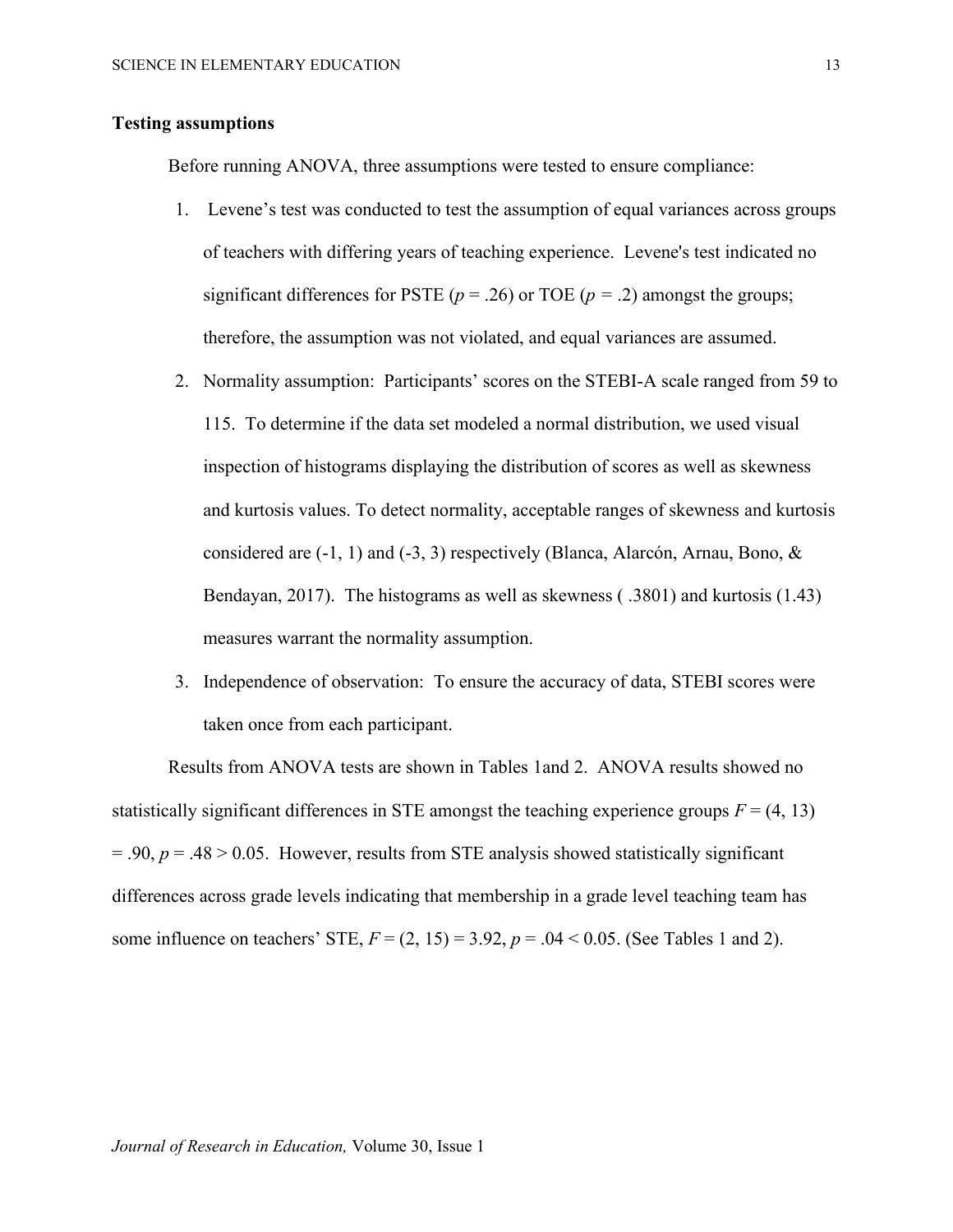**Testing assumptions**

Before running ANOVA, three assumptions were tested to ensure compliance:

1. Levene's test was conducted to test the assumption of equal variances across groups of teachers with differing years of teaching experience. Levene's test indicated no significant differences for PSTE ($p$ = .26) or TOE ($p$ = .2) amongst the groups; therefore, the assumption was not violated, and equal variances are assumed.
2. Normality assumption: Participants' scores on the STEBI-A scale ranged from 59 to 115. To determine if the data set modeled a normal distribution, we used visual inspection of histograms displaying the distribution of scores as well as skewness and kurtosis values. To detect normality, acceptable ranges of skewness and kurtosis considered are (-1, 1) and (-3, 3) respectively (Blanca, Alarcón, Arnau, Bono, & Bendayan, 2017). The histograms as well as skewness ( .3801) and kurtosis (1.43) measures warrant the normality assumption.
3. Independence of observation: To ensure the accuracy of data, STEBI scores were taken once from each participant.

Results from ANOVA tests are shown in Tables 1and 2. ANOVA results showed no statistically significant differences in STE amongst the teaching experience groups $F$ = (4, 13) = .90, $p$ = .48 > 0.05. However, results from STE analysis showed statistically significant differences across grade levels indicating that membership in a grade level teaching team has some influence on teachers' STE, $F$ = (2, 15) = 3.92, $p$ = .04 < 0.05. (See Tables 1 and 2).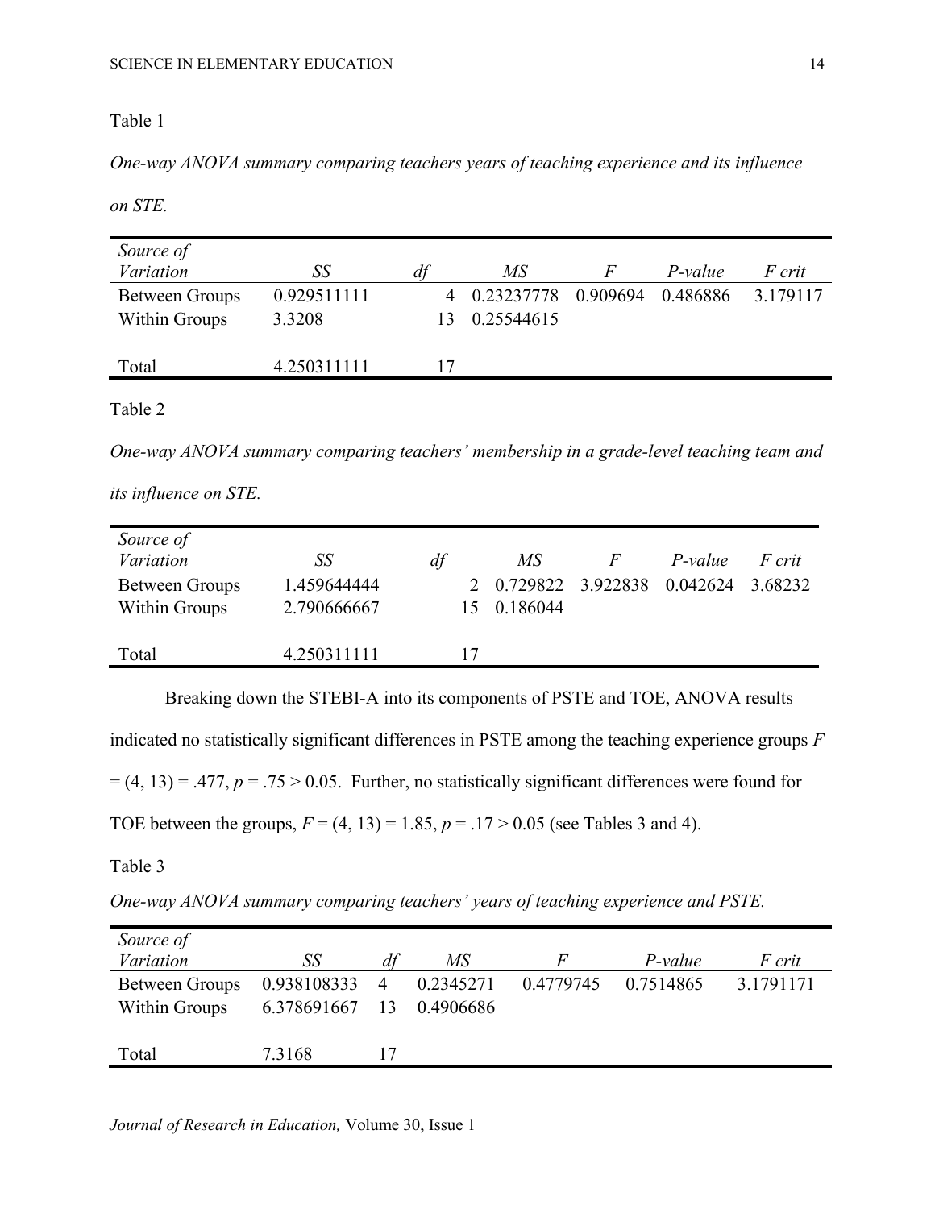Table 1

*One-way ANOVA summary comparing teachers years of teaching experience and its influence on STE.*

| *Source of Variation* | *SS* | *df* | *MS* | *F* | *P-value* | *F crit* |
|---|---|---|---|---|---|---|
| Between Groups | 0.929511111 | 4 | 0.23237778 | 0.909694 | 0.486886 | 3.179117 |
| Within Groups | 3.3208 | 13 | 0.25544615 | | | |
| | | | | | | |
| Total | 4.250311111 | 17 | | | | |

Table 2

*One-way ANOVA summary comparing teachers' membership in a grade-level teaching team and its influence on STE.*

| *Source of Variation* | *SS* | *df* | *MS* | *F* | *P-value* | *F crit* |
|---|---|---|---|---|---|---|
| Between Groups | 1.459644444 | 2 | 0.729822 | 3.922838 | 0.042624 | 3.68232 |
| Within Groups | 2.790666667 | 15 | 0.186044 | | | |
| | | | | | | |
| Total | 4.250311111 | 17 | | | | |

Breaking down the STEBI-A into its components of PSTE and TOE, ANOVA results indicated no statistically significant differences in PSTE among the teaching experience groups $F = (4, 13) = .477$, $p = .75 > 0.05$. Further, no statistically significant differences were found for TOE between the groups, $F = (4, 13) = 1.85$, $p = .17 > 0.05$ (see Tables 3 and 4).

Table 3

*One-way ANOVA summary comparing teachers' years of teaching experience and PSTE.*

| *Source of Variation* | *SS* | *df* | *MS* | *F* | *P-value* | *F crit* |
|---|---|---|---|---|---|---|
| Between Groups | 0.938108333 | 4 | 0.2345271 | 0.4779745 | 0.7514865 | 3.1791171 |
| Within Groups | 6.378691667 | 13 | 0.4906686 | | | |
| | | | | | | |
| Total | 7.3168 | 17 | | | | |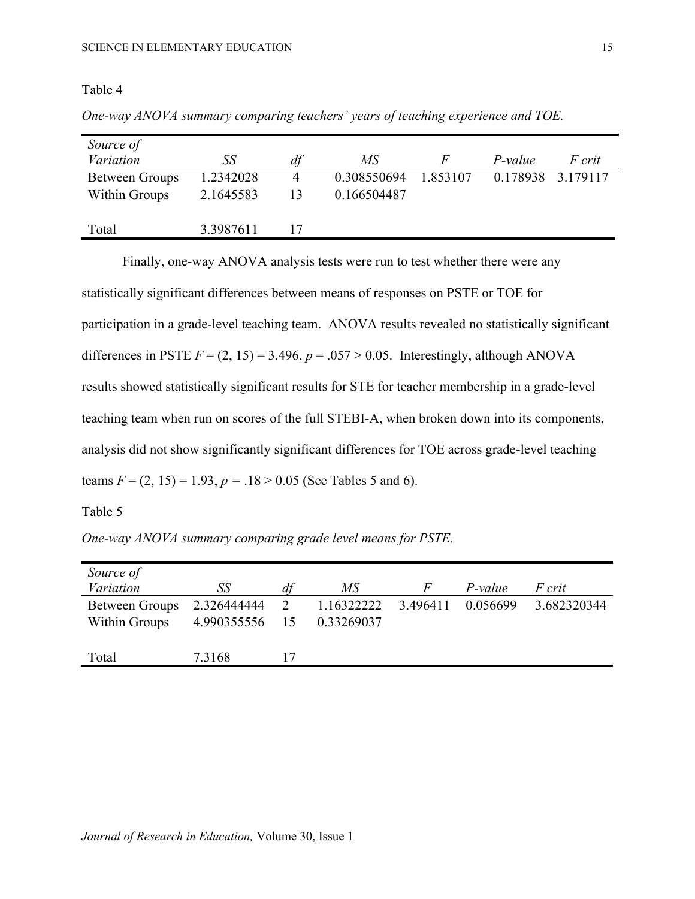Table 4

*One-way ANOVA summary comparing teachers' years of teaching experience and TOE.*

| *Source of Variation* | *SS* | *df* | *MS* | *F* | *P-value* | *F crit* |
|---|---|---|---|---|---|---|
| Between Groups | 1.2342028 | 4 | 0.308550694 | 1.853107 | 0.178938 | 3.179117 |
| Within Groups | 2.1645583 | 13 | 0.166504487 | | | |
| | | | | | | |
| Total | 3.3987611 | 17 | | | | |

Finally, one-way ANOVA analysis tests were run to test whether there were any statistically significant differences between means of responses on PSTE or TOE for participation in a grade-level teaching team. ANOVA results revealed no statistically significant differences in PSTE $F = (2, 15) = 3.496$, $p = .057 > 0.05$. Interestingly, although ANOVA results showed statistically significant results for STE for teacher membership in a grade-level teaching team when run on scores of the full STEBI-A, when broken down into its components, analysis did not show significantly significant differences for TOE across grade-level teaching teams $F = (2, 15) = 1.93$, $p = .18 > 0.05$ (See Tables 5 and 6).

Table 5

*One-way ANOVA summary comparing grade level means for PSTE.*

| *Source of Variation* | *SS* | *df* | *MS* | *F* | *P-value* | *F crit* |
|---|---|---|---|---|---|---|
| Between Groups | 2.326444444 | 2 | 1.16322222 | 3.496411 | 0.056699 | 3.682320344 |
| Within Groups | 4.990355556 | 15 | 0.33269037 | | | |
| | | | | | | |
| Total | 7.3168 | 17 | | | | |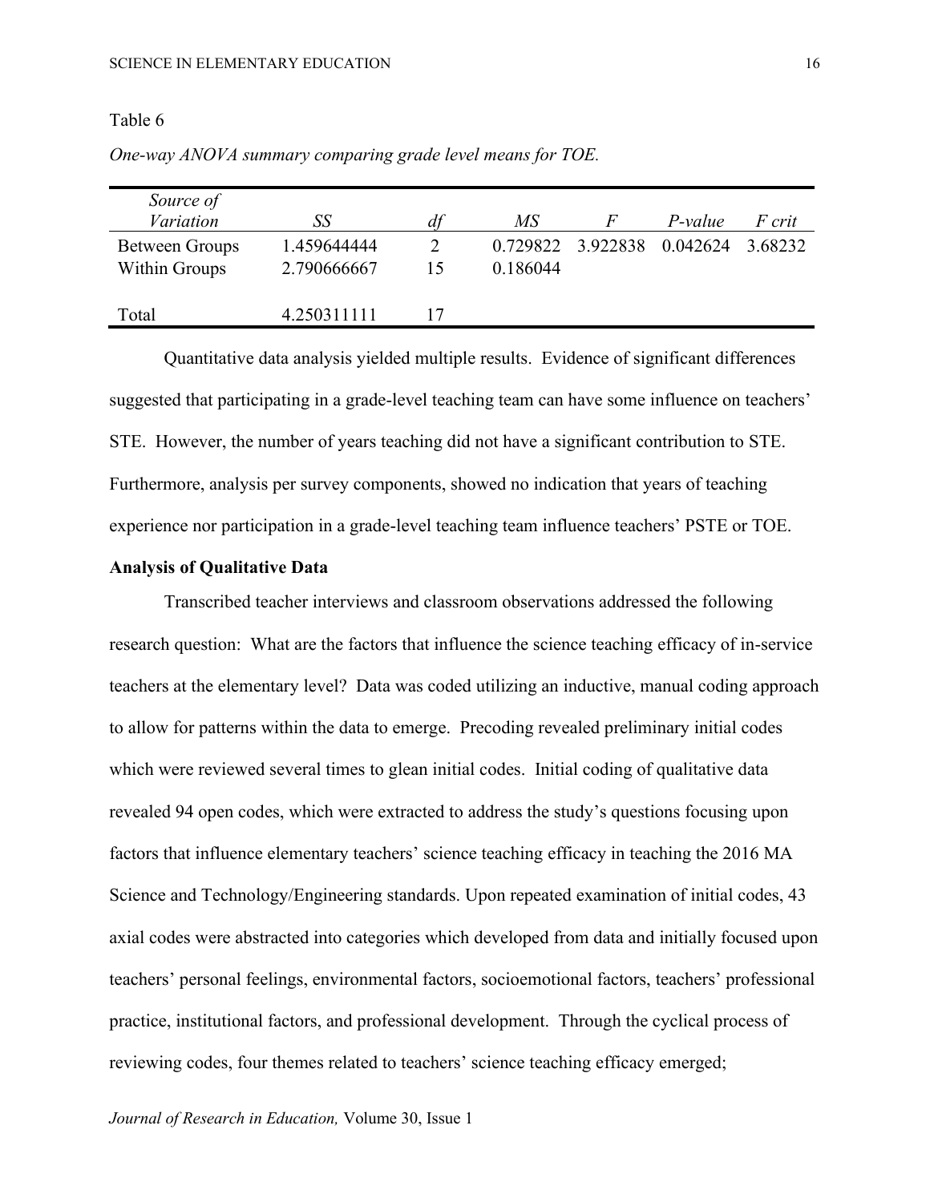Table 6

*One-way ANOVA summary comparing grade level means for TOE.*

| *Source of Variation* | *SS* | *df* | *MS* | *F* | *P-value* | *F crit* |
|---|---|---|---|---|---|---|
| Between Groups | 1.459644444 | 2 | 0.729822 | 3.922838 | 0.042624 | 3.68232 |
| Within Groups | 2.790666667 | 15 | 0.186044 | | | |
| | | | | | | |
| Total | 4.250311111 | 17 | | | | |

Quantitative data analysis yielded multiple results. Evidence of significant differences suggested that participating in a grade-level teaching team can have some influence on teachers' STE. However, the number of years teaching did not have a significant contribution to STE. Furthermore, analysis per survey components, showed no indication that years of teaching experience nor participation in a grade-level teaching team influence teachers' PSTE or TOE.

**Analysis of Qualitative Data**

Transcribed teacher interviews and classroom observations addressed the following research question: What are the factors that influence the science teaching efficacy of in-service teachers at the elementary level? Data was coded utilizing an inductive, manual coding approach to allow for patterns within the data to emerge. Precoding revealed preliminary initial codes which were reviewed several times to glean initial codes. Initial coding of qualitative data revealed 94 open codes, which were extracted to address the study's questions focusing upon factors that influence elementary teachers' science teaching efficacy in teaching the 2016 MA Science and Technology/Engineering standards. Upon repeated examination of initial codes, 43 axial codes were abstracted into categories which developed from data and initially focused upon teachers' personal feelings, environmental factors, socioemotional factors, teachers' professional practice, institutional factors, and professional development. Through the cyclical process of reviewing codes, four themes related to teachers' science teaching efficacy emerged;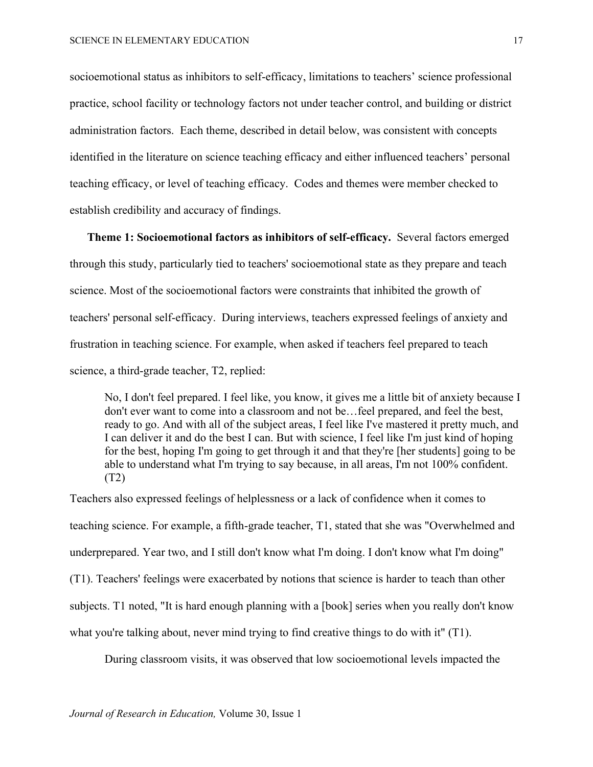socioemotional status as inhibitors to self-efficacy, limitations to teachers' science professional practice, school facility or technology factors not under teacher control, and building or district administration factors. Each theme, described in detail below, was consistent with concepts identified in the literature on science teaching efficacy and either influenced teachers' personal teaching efficacy, or level of teaching efficacy. Codes and themes were member checked to establish credibility and accuracy of findings.

**Theme 1: Socioemotional factors as inhibitors of self-efficacy.** Several factors emerged through this study, particularly tied to teachers' socioemotional state as they prepare and teach science. Most of the socioemotional factors were constraints that inhibited the growth of teachers' personal self-efficacy. During interviews, teachers expressed feelings of anxiety and frustration in teaching science. For example, when asked if teachers feel prepared to teach science, a third-grade teacher, T2, replied:

> No, I don't feel prepared. I feel like, you know, it gives me a little bit of anxiety because I don't ever want to come into a classroom and not be…feel prepared, and feel the best, ready to go. And with all of the subject areas, I feel like I've mastered it pretty much, and I can deliver it and do the best I can. But with science, I feel like I'm just kind of hoping for the best, hoping I'm going to get through it and that they're [her students] going to be able to understand what I'm trying to say because, in all areas, I'm not 100% confident. (T2)

Teachers also expressed feelings of helplessness or a lack of confidence when it comes to teaching science. For example, a fifth-grade teacher, T1, stated that she was "Overwhelmed and underprepared. Year two, and I still don't know what I'm doing. I don't know what I'm doing" (T1). Teachers' feelings were exacerbated by notions that science is harder to teach than other subjects. T1 noted, "It is hard enough planning with a [book] series when you really don't know what you're talking about, never mind trying to find creative things to do with it" (T1).

During classroom visits, it was observed that low socioemotional levels impacted the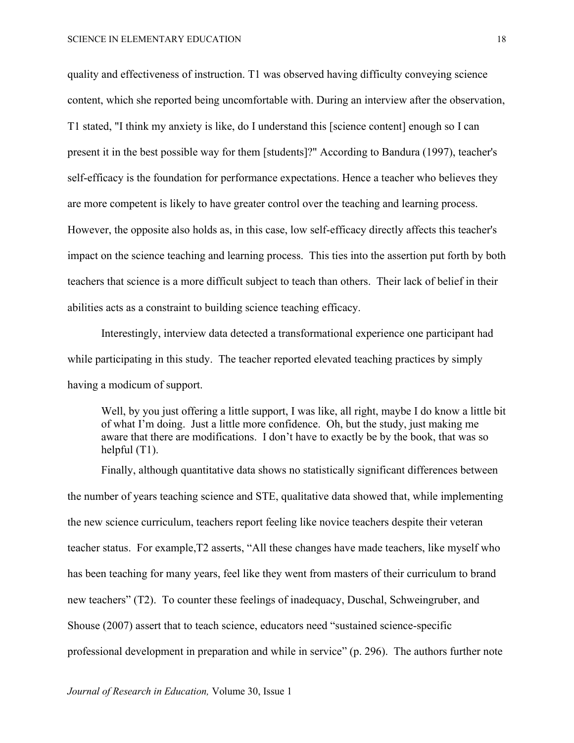quality and effectiveness of instruction. T1 was observed having difficulty conveying science content, which she reported being uncomfortable with. During an interview after the observation, T1 stated, "I think my anxiety is like, do I understand this [science content] enough so I can present it in the best possible way for them [students]?" According to Bandura (1997), teacher's self-efficacy is the foundation for performance expectations. Hence a teacher who believes they are more competent is likely to have greater control over the teaching and learning process. However, the opposite also holds as, in this case, low self-efficacy directly affects this teacher's impact on the science teaching and learning process. This ties into the assertion put forth by both teachers that science is a more difficult subject to teach than others. Their lack of belief in their abilities acts as a constraint to building science teaching efficacy.

Interestingly, interview data detected a transformational experience one participant had while participating in this study. The teacher reported elevated teaching practices by simply having a modicum of support.

> Well, by you just offering a little support, I was like, all right, maybe I do know a little bit of what I'm doing. Just a little more confidence. Oh, but the study, just making me aware that there are modifications. I don't have to exactly be by the book, that was so helpful (T1).

Finally, although quantitative data shows no statistically significant differences between the number of years teaching science and STE, qualitative data showed that, while implementing the new science curriculum, teachers report feeling like novice teachers despite their veteran teacher status. For example,T2 asserts, "All these changes have made teachers, like myself who has been teaching for many years, feel like they went from masters of their curriculum to brand new teachers" (T2). To counter these feelings of inadequacy, Duschal, Schweingruber, and Shouse (2007) assert that to teach science, educators need "sustained science-specific professional development in preparation and while in service" (p. 296). The authors further note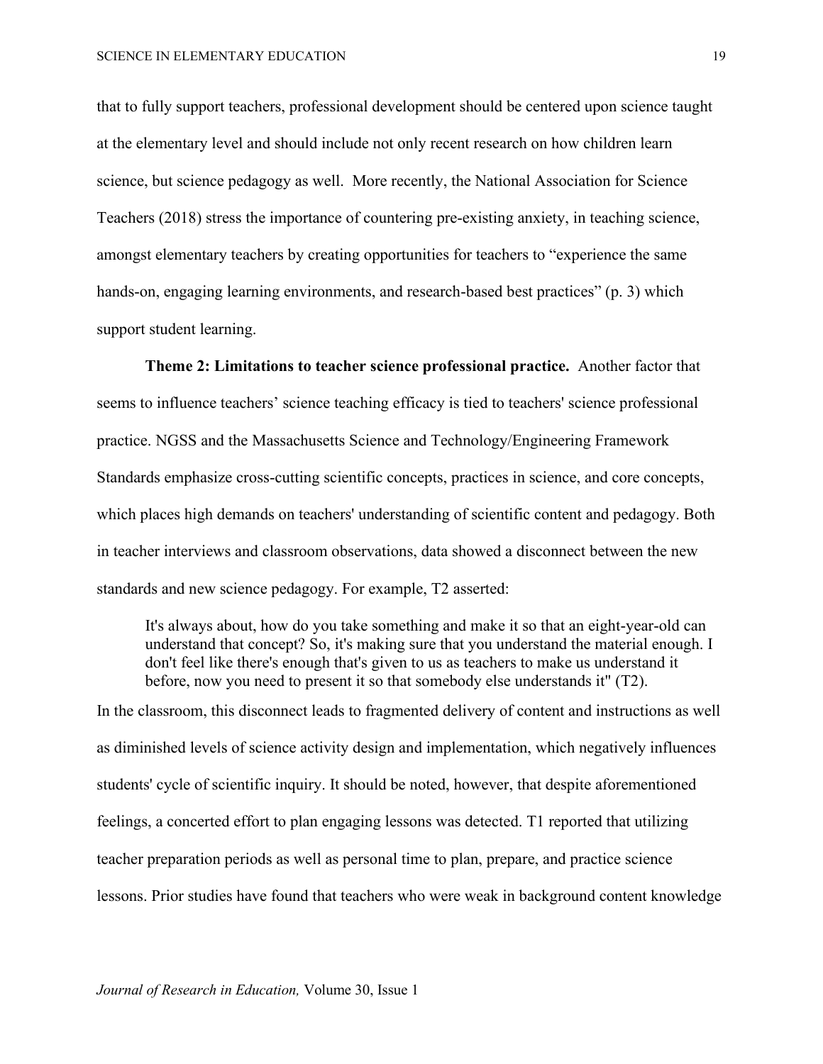that to fully support teachers, professional development should be centered upon science taught at the elementary level and should include not only recent research on how children learn science, but science pedagogy as well. More recently, the National Association for Science Teachers (2018) stress the importance of countering pre-existing anxiety, in teaching science, amongst elementary teachers by creating opportunities for teachers to "experience the same hands-on, engaging learning environments, and research-based best practices" (p. 3) which support student learning.

**Theme 2: Limitations to teacher science professional practice.** Another factor that seems to influence teachers' science teaching efficacy is tied to teachers' science professional practice. NGSS and the Massachusetts Science and Technology/Engineering Framework Standards emphasize cross-cutting scientific concepts, practices in science, and core concepts, which places high demands on teachers' understanding of scientific content and pedagogy. Both in teacher interviews and classroom observations, data showed a disconnect between the new standards and new science pedagogy. For example, T2 asserted:

> It's always about, how do you take something and make it so that an eight-year-old can understand that concept? So, it's making sure that you understand the material enough. I don't feel like there's enough that's given to us as teachers to make us understand it before, now you need to present it so that somebody else understands it" (T2).

In the classroom, this disconnect leads to fragmented delivery of content and instructions as well as diminished levels of science activity design and implementation, which negatively influences students' cycle of scientific inquiry. It should be noted, however, that despite aforementioned feelings, a concerted effort to plan engaging lessons was detected. T1 reported that utilizing teacher preparation periods as well as personal time to plan, prepare, and practice science lessons. Prior studies have found that teachers who were weak in background content knowledge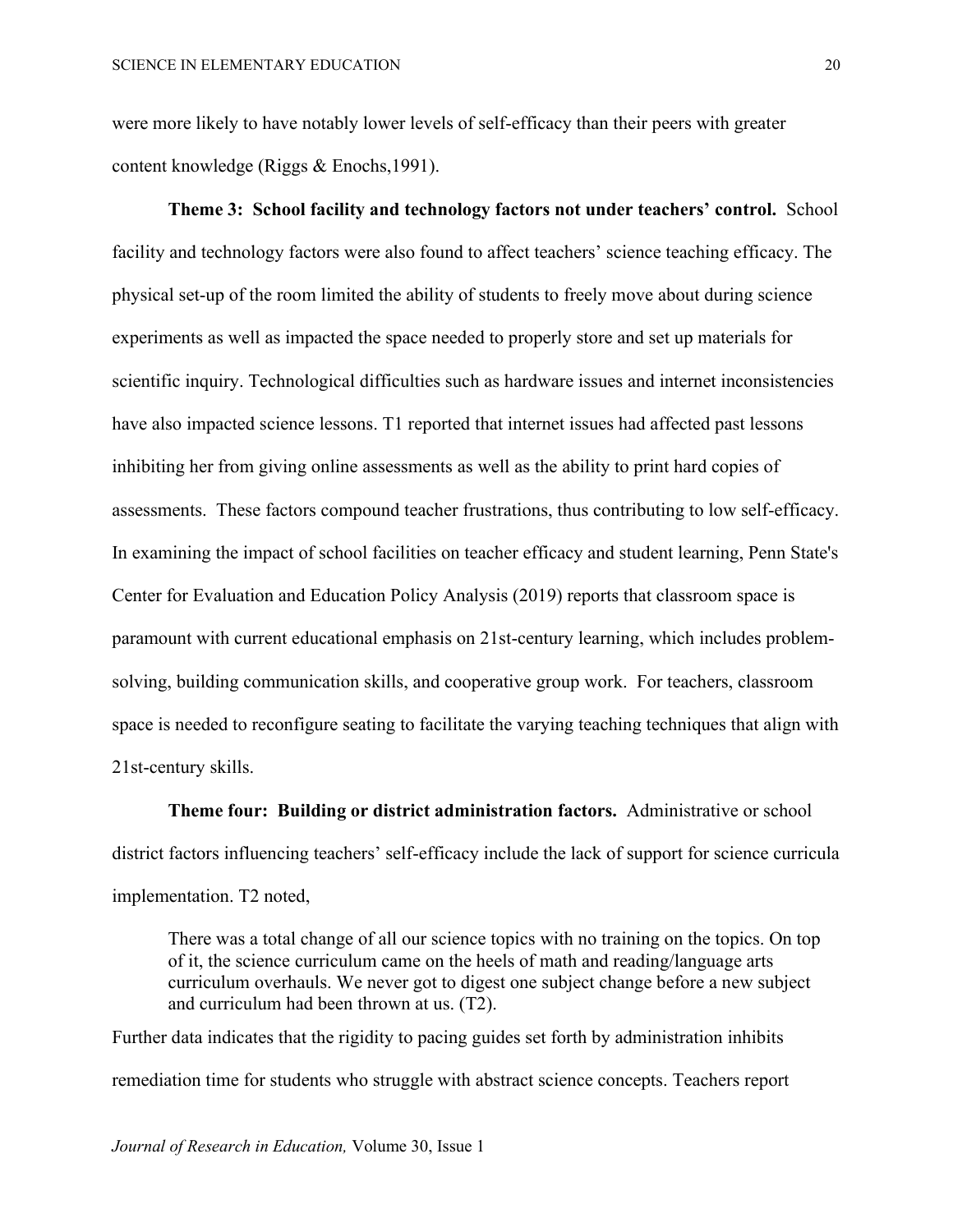were more likely to have notably lower levels of self-efficacy than their peers with greater content knowledge (Riggs & Enochs,1991).

**Theme 3: School facility and technology factors not under teachers' control.** School facility and technology factors were also found to affect teachers' science teaching efficacy. The physical set-up of the room limited the ability of students to freely move about during science experiments as well as impacted the space needed to properly store and set up materials for scientific inquiry. Technological difficulties such as hardware issues and internet inconsistencies have also impacted science lessons. T1 reported that internet issues had affected past lessons inhibiting her from giving online assessments as well as the ability to print hard copies of assessments. These factors compound teacher frustrations, thus contributing to low self-efficacy. In examining the impact of school facilities on teacher efficacy and student learning, Penn State's Center for Evaluation and Education Policy Analysis (2019) reports that classroom space is paramount with current educational emphasis on 21st-century learning, which includes problem-solving, building communication skills, and cooperative group work. For teachers, classroom space is needed to reconfigure seating to facilitate the varying teaching techniques that align with 21st-century skills.

**Theme four: Building or district administration factors.** Administrative or school district factors influencing teachers' self-efficacy include the lack of support for science curricula implementation. T2 noted,

> There was a total change of all our science topics with no training on the topics. On top of it, the science curriculum came on the heels of math and reading/language arts curriculum overhauls. We never got to digest one subject change before a new subject and curriculum had been thrown at us. (T2).

Further data indicates that the rigidity to pacing guides set forth by administration inhibits remediation time for students who struggle with abstract science concepts. Teachers report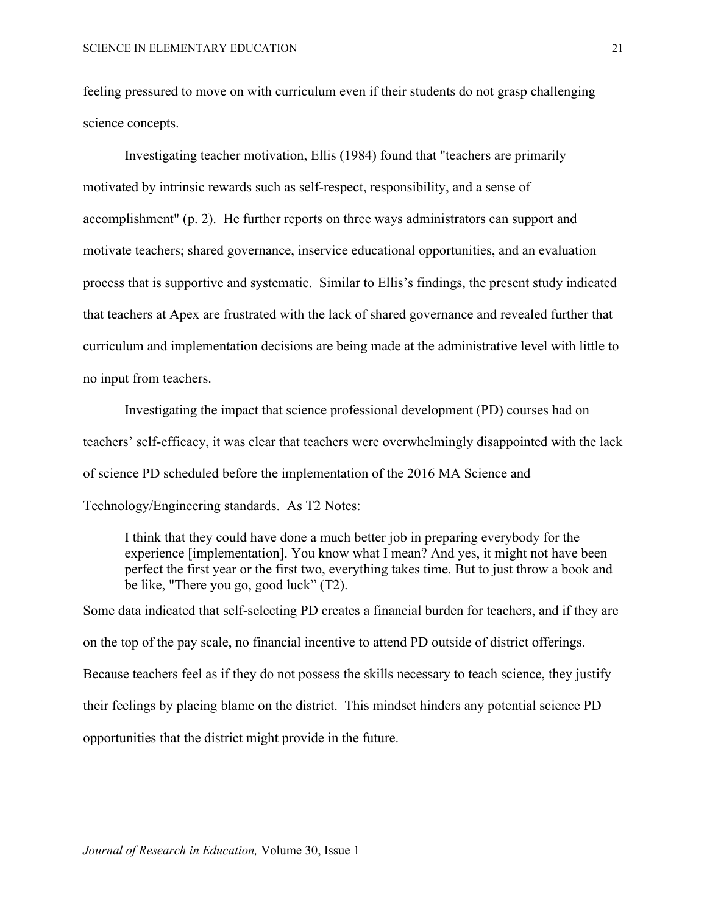feeling pressured to move on with curriculum even if their students do not grasp challenging science concepts.

Investigating teacher motivation, Ellis (1984) found that "teachers are primarily motivated by intrinsic rewards such as self-respect, responsibility, and a sense of accomplishment" (p. 2). He further reports on three ways administrators can support and motivate teachers; shared governance, inservice educational opportunities, and an evaluation process that is supportive and systematic. Similar to Ellis's findings, the present study indicated that teachers at Apex are frustrated with the lack of shared governance and revealed further that curriculum and implementation decisions are being made at the administrative level with little to no input from teachers.

Investigating the impact that science professional development (PD) courses had on teachers' self-efficacy, it was clear that teachers were overwhelmingly disappointed with the lack of science PD scheduled before the implementation of the 2016 MA Science and Technology/Engineering standards. As T2 Notes:

> I think that they could have done a much better job in preparing everybody for the experience [implementation]. You know what I mean? And yes, it might not have been perfect the first year or the first two, everything takes time. But to just throw a book and be like, "There you go, good luck" (T2).

Some data indicated that self-selecting PD creates a financial burden for teachers, and if they are on the top of the pay scale, no financial incentive to attend PD outside of district offerings. Because teachers feel as if they do not possess the skills necessary to teach science, they justify their feelings by placing blame on the district. This mindset hinders any potential science PD opportunities that the district might provide in the future.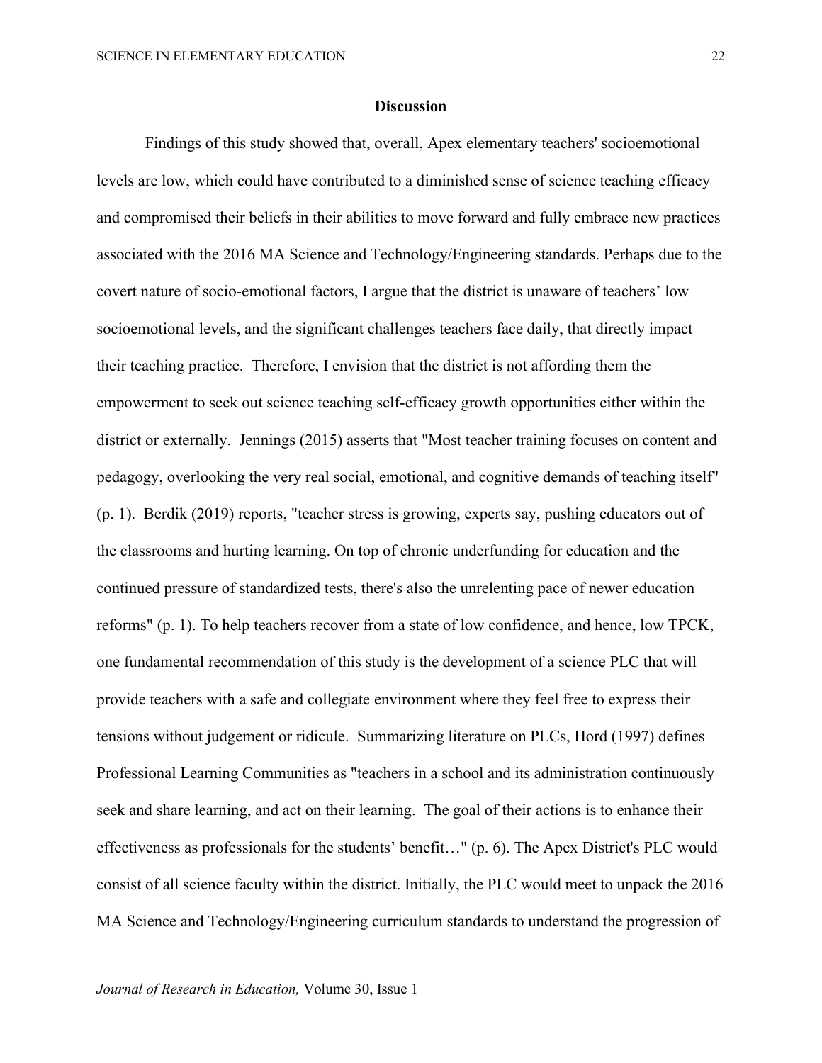## Discussion

Findings of this study showed that, overall, Apex elementary teachers' socioemotional levels are low, which could have contributed to a diminished sense of science teaching efficacy and compromised their beliefs in their abilities to move forward and fully embrace new practices associated with the 2016 MA Science and Technology/Engineering standards. Perhaps due to the covert nature of socio-emotional factors, I argue that the district is unaware of teachers' low socioemotional levels, and the significant challenges teachers face daily, that directly impact their teaching practice. Therefore, I envision that the district is not affording them the empowerment to seek out science teaching self-efficacy growth opportunities either within the district or externally. Jennings (2015) asserts that "Most teacher training focuses on content and pedagogy, overlooking the very real social, emotional, and cognitive demands of teaching itself" (p. 1). Berdik (2019) reports, "teacher stress is growing, experts say, pushing educators out of the classrooms and hurting learning. On top of chronic underfunding for education and the continued pressure of standardized tests, there's also the unrelenting pace of newer education reforms" (p. 1). To help teachers recover from a state of low confidence, and hence, low TPCK, one fundamental recommendation of this study is the development of a science PLC that will provide teachers with a safe and collegiate environment where they feel free to express their tensions without judgement or ridicule. Summarizing literature on PLCs, Hord (1997) defines Professional Learning Communities as "teachers in a school and its administration continuously seek and share learning, and act on their learning. The goal of their actions is to enhance their effectiveness as professionals for the students' benefit…" (p. 6). The Apex District's PLC would consist of all science faculty within the district. Initially, the PLC would meet to unpack the 2016 MA Science and Technology/Engineering curriculum standards to understand the progression of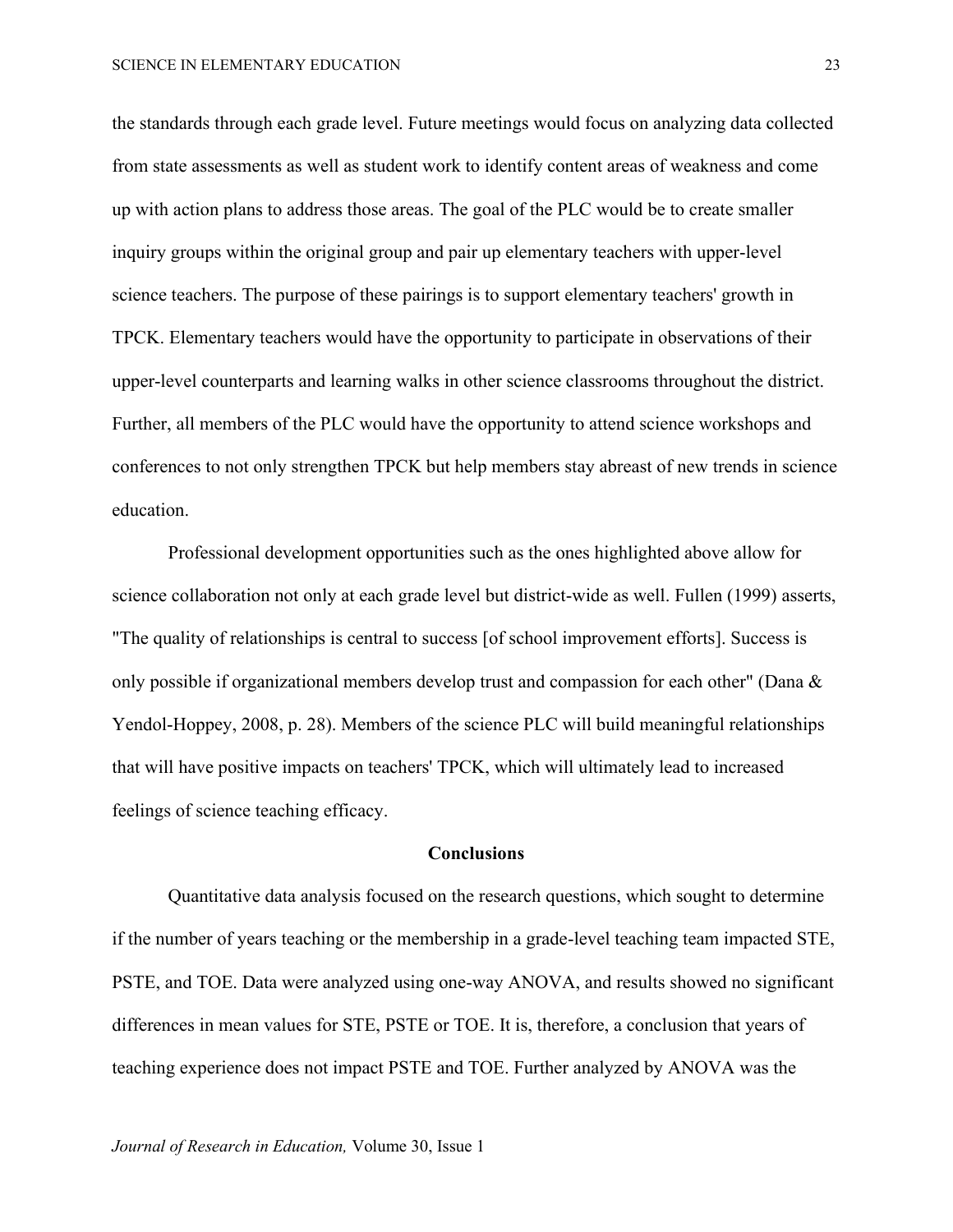the standards through each grade level. Future meetings would focus on analyzing data collected from state assessments as well as student work to identify content areas of weakness and come up with action plans to address those areas. The goal of the PLC would be to create smaller inquiry groups within the original group and pair up elementary teachers with upper-level science teachers. The purpose of these pairings is to support elementary teachers' growth in TPCK. Elementary teachers would have the opportunity to participate in observations of their upper-level counterparts and learning walks in other science classrooms throughout the district. Further, all members of the PLC would have the opportunity to attend science workshops and conferences to not only strengthen TPCK but help members stay abreast of new trends in science education.

Professional development opportunities such as the ones highlighted above allow for science collaboration not only at each grade level but district-wide as well. Fullen (1999) asserts, "The quality of relationships is central to success [of school improvement efforts]. Success is only possible if organizational members develop trust and compassion for each other" (Dana & Yendol-Hoppey, 2008, p. 28). Members of the science PLC will build meaningful relationships that will have positive impacts on teachers' TPCK, which will ultimately lead to increased feelings of science teaching efficacy.

## Conclusions

Quantitative data analysis focused on the research questions, which sought to determine if the number of years teaching or the membership in a grade-level teaching team impacted STE, PSTE, and TOE. Data were analyzed using one-way ANOVA, and results showed no significant differences in mean values for STE, PSTE or TOE. It is, therefore, a conclusion that years of teaching experience does not impact PSTE and TOE. Further analyzed by ANOVA was the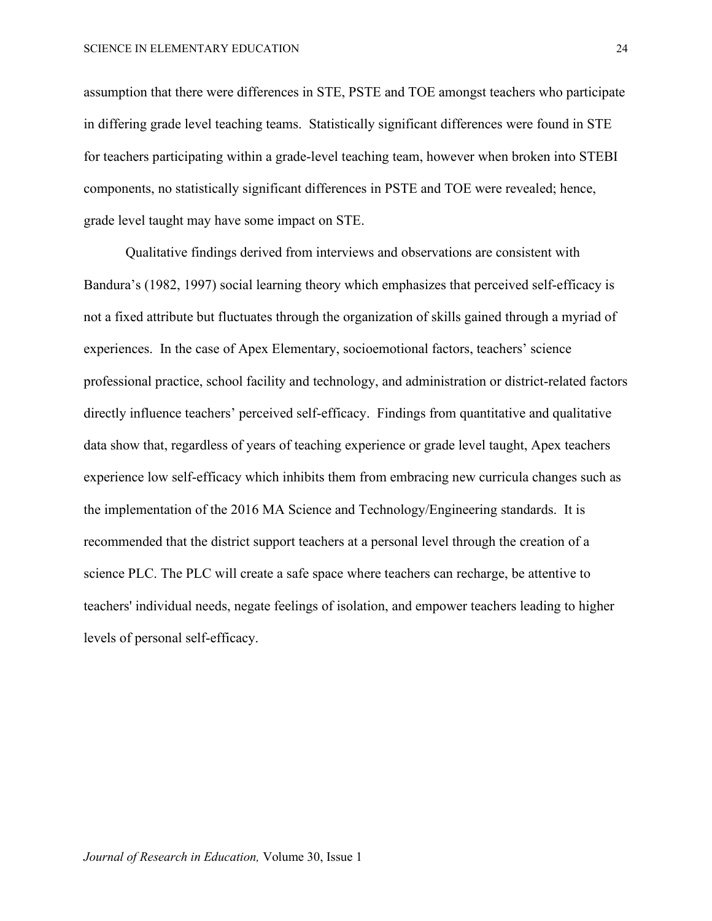assumption that there were differences in STE, PSTE and TOE amongst teachers who participate in differing grade level teaching teams. Statistically significant differences were found in STE for teachers participating within a grade-level teaching team, however when broken into STEBI components, no statistically significant differences in PSTE and TOE were revealed; hence, grade level taught may have some impact on STE.

Qualitative findings derived from interviews and observations are consistent with Bandura's (1982, 1997) social learning theory which emphasizes that perceived self-efficacy is not a fixed attribute but fluctuates through the organization of skills gained through a myriad of experiences. In the case of Apex Elementary, socioemotional factors, teachers' science professional practice, school facility and technology, and administration or district-related factors directly influence teachers' perceived self-efficacy. Findings from quantitative and qualitative data show that, regardless of years of teaching experience or grade level taught, Apex teachers experience low self-efficacy which inhibits them from embracing new curricula changes such as the implementation of the 2016 MA Science and Technology/Engineering standards. It is recommended that the district support teachers at a personal level through the creation of a science PLC. The PLC will create a safe space where teachers can recharge, be attentive to teachers' individual needs, negate feelings of isolation, and empower teachers leading to higher levels of personal self-efficacy.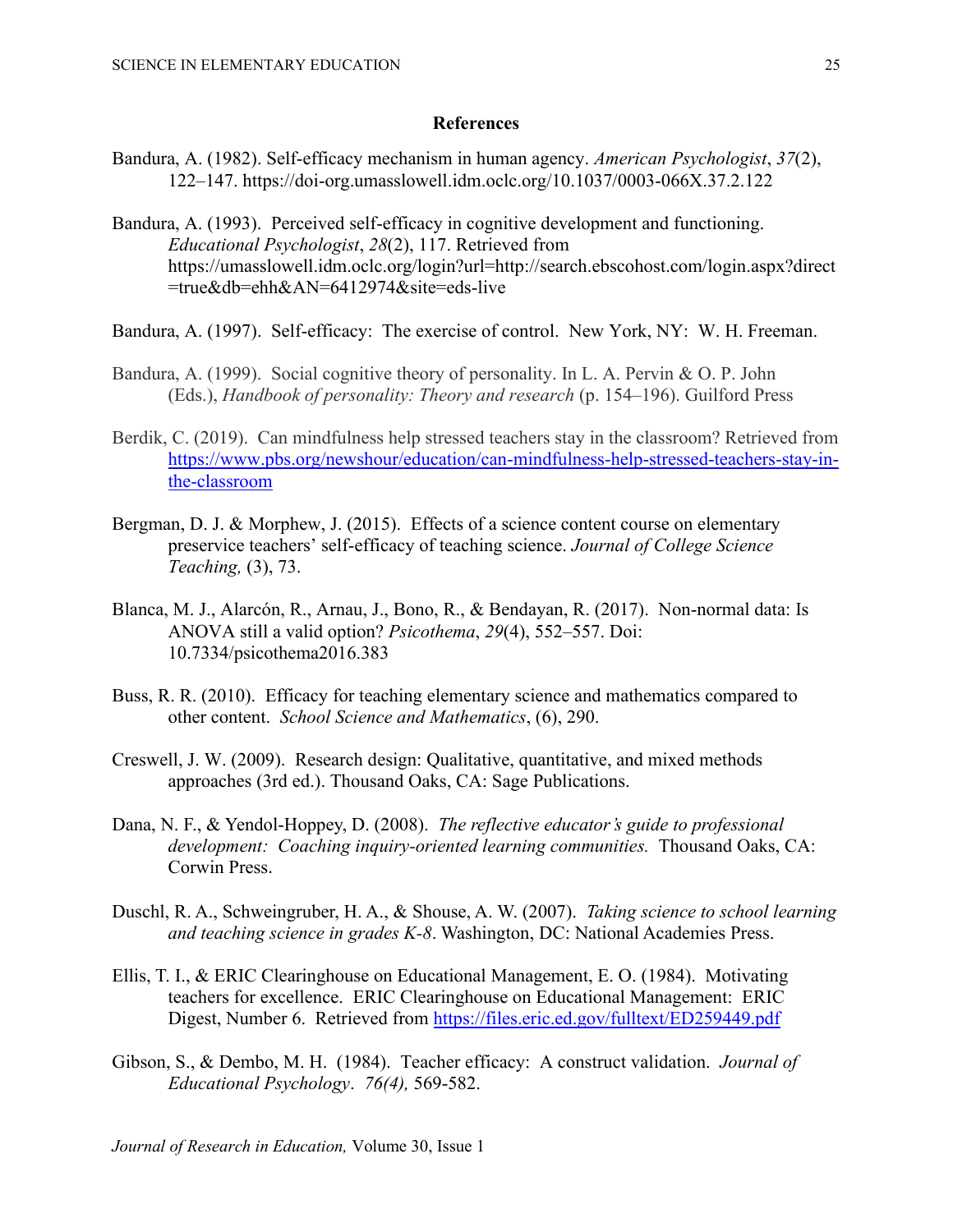## References

Bandura, A. (1982). Self-efficacy mechanism in human agency. *American Psychologist*, *37*(2), 122–147. https://doi-org.umasslowell.idm.oclc.org/10.1037/0003-066X.37.2.122

Bandura, A. (1993). Perceived self-efficacy in cognitive development and functioning. *Educational Psychologist*, *28*(2), 117. Retrieved from https://umasslowell.idm.oclc.org/login?url=http://search.ebscohost.com/login.aspx?direct=true&db=ehh&AN=6412974&site=eds-live

Bandura, A. (1997). Self-efficacy: The exercise of control. New York, NY: W. H. Freeman.

Bandura, A. (1999). Social cognitive theory of personality. In L. A. Pervin & O. P. John (Eds.), *Handbook of personality: Theory and research* (p. 154–196). Guilford Press

Berdik, C. (2019). Can mindfulness help stressed teachers stay in the classroom? Retrieved from https://www.pbs.org/newshour/education/can-mindfulness-help-stressed-teachers-stay-in-the-classroom

Bergman, D. J. & Morphew, J. (2015). Effects of a science content course on elementary preservice teachers' self-efficacy of teaching science. *Journal of College Science Teaching,* (3), 73.

Blanca, M. J., Alarcón, R., Arnau, J., Bono, R., & Bendayan, R. (2017). Non-normal data: Is ANOVA still a valid option? *Psicothema*, *29*(4), 552–557. Doi: 10.7334/psicothema2016.383

Buss, R. R. (2010). Efficacy for teaching elementary science and mathematics compared to other content. *School Science and Mathematics*, (6), 290.

Creswell, J. W. (2009). Research design: Qualitative, quantitative, and mixed methods approaches (3rd ed.). Thousand Oaks, CA: Sage Publications.

Dana, N. F., & Yendol-Hoppey, D. (2008). *The reflective educator's guide to professional development: Coaching inquiry-oriented learning communities.* Thousand Oaks, CA: Corwin Press.

Duschl, R. A., Schweingruber, H. A., & Shouse, A. W. (2007). *Taking science to school learning and teaching science in grades K-8*. Washington, DC: National Academies Press.

Ellis, T. I., & ERIC Clearinghouse on Educational Management, E. O. (1984). Motivating teachers for excellence. ERIC Clearinghouse on Educational Management: ERIC Digest, Number 6. Retrieved from https://files.eric.ed.gov/fulltext/ED259449.pdf

Gibson, S., & Dembo, M. H. (1984). Teacher efficacy: A construct validation. *Journal of Educational Psychology*. *76(4),* 569-582.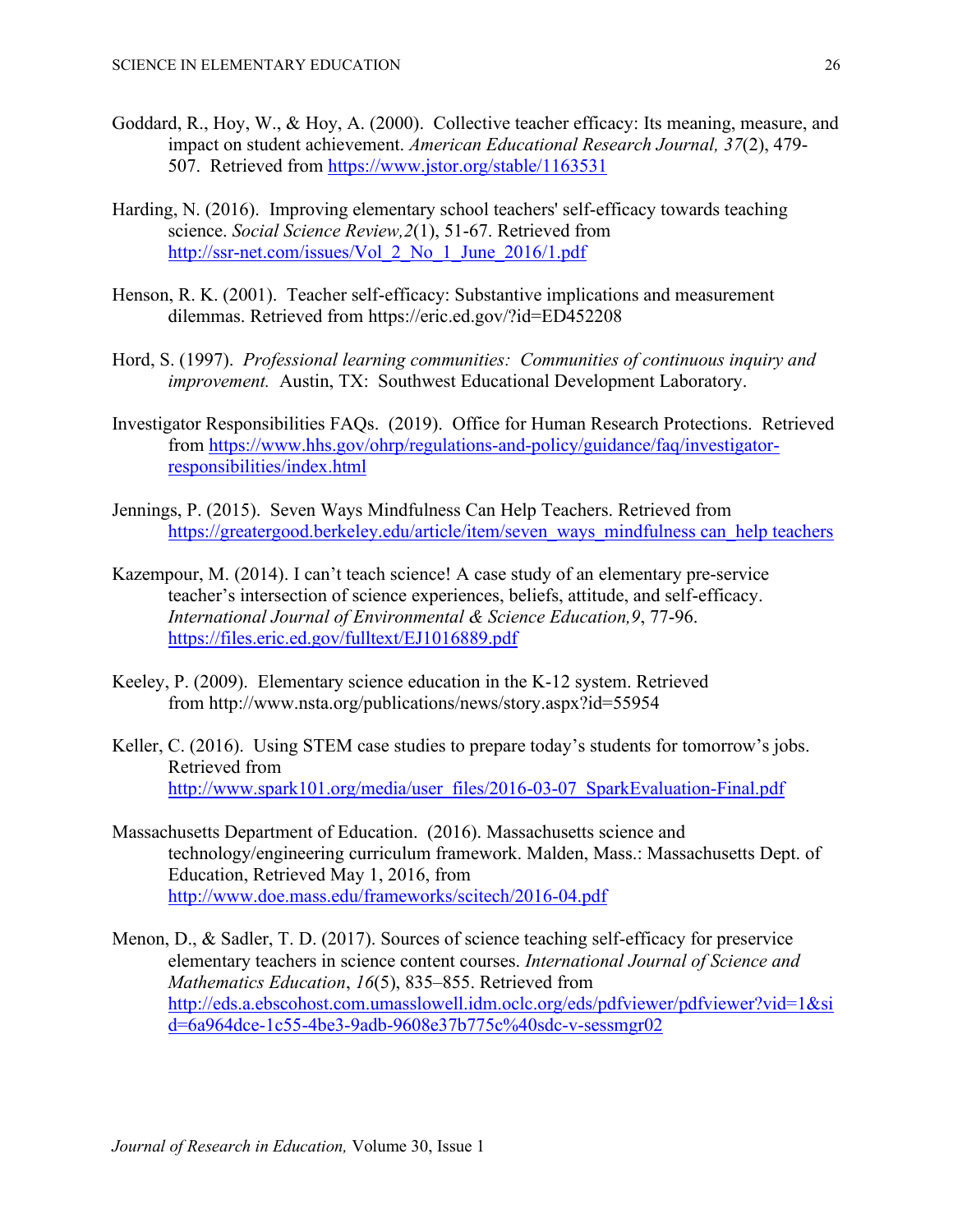Goddard, R., Hoy, W., & Hoy, A. (2000). Collective teacher efficacy: Its meaning, measure, and impact on student achievement. *American Educational Research Journal, 37*(2), 479-507. Retrieved from https://www.jstor.org/stable/1163531

Harding, N. (2016). Improving elementary school teachers' self-efficacy towards teaching science. *Social Science Review,2*(1), 51-67. Retrieved from http://ssr-net.com/issues/Vol_2_No_1_June_2016/1.pdf

Henson, R. K. (2001). Teacher self-efficacy: Substantive implications and measurement dilemmas. Retrieved from https://eric.ed.gov/?id=ED452208

Hord, S. (1997). *Professional learning communities: Communities of continuous inquiry and improvement.* Austin, TX: Southwest Educational Development Laboratory.

Investigator Responsibilities FAQs. (2019). Office for Human Research Protections. Retrieved from https://www.hhs.gov/ohrp/regulations-and-policy/guidance/faq/investigator-responsibilities/index.html

Jennings, P. (2015). Seven Ways Mindfulness Can Help Teachers. Retrieved from https://greatergood.berkeley.edu/article/item/seven_ways_mindfulness can_help teachers

Kazempour, M. (2014). I can't teach science! A case study of an elementary pre-service teacher's intersection of science experiences, beliefs, attitude, and self-efficacy. *International Journal of Environmental & Science Education,9*, 77-96. https://files.eric.ed.gov/fulltext/EJ1016889.pdf

Keeley, P. (2009). Elementary science education in the K-12 system. Retrieved from http://www.nsta.org/publications/news/story.aspx?id=55954

Keller, C. (2016). Using STEM case studies to prepare today's students for tomorrow's jobs. Retrieved from http://www.spark101.org/media/user_files/2016-03-07_SparkEvaluation-Final.pdf

Massachusetts Department of Education. (2016). Massachusetts science and technology/engineering curriculum framework. Malden, Mass.: Massachusetts Dept. of Education, Retrieved May 1, 2016, from http://www.doe.mass.edu/frameworks/scitech/2016-04.pdf

Menon, D., & Sadler, T. D. (2017). Sources of science teaching self-efficacy for preservice elementary teachers in science content courses. *International Journal of Science and Mathematics Education*, *16*(5), 835–855. Retrieved from http://eds.a.ebscohost.com.umasslowell.idm.oclc.org/eds/pdfviewer/pdfviewer?vid=1&sid=6a964dce-1c55-4be3-9adb-9608e37b775c%40sdc-v-sessmgr02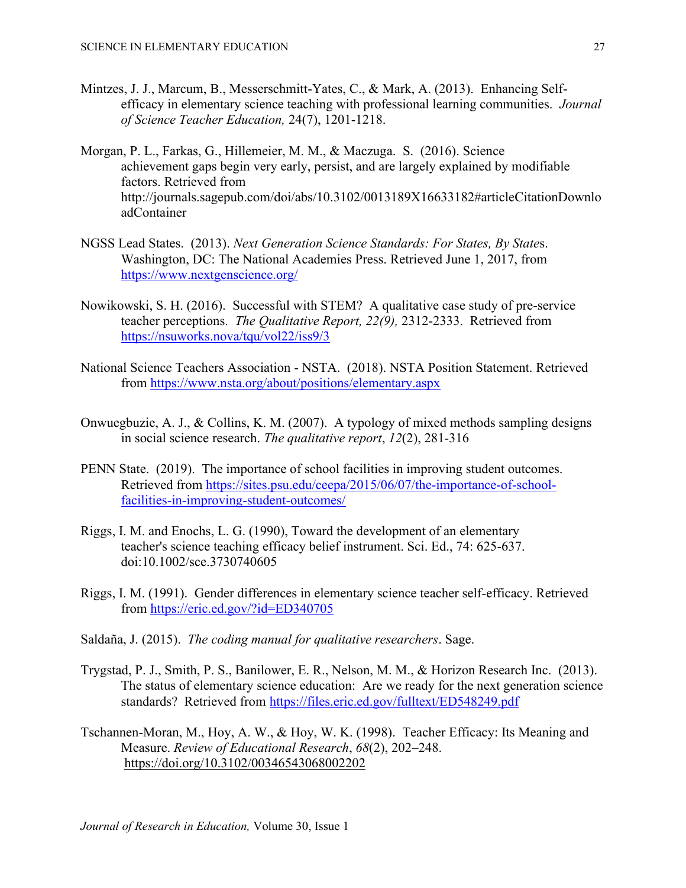Mintzes, J. J., Marcum, B., Messerschmitt-Yates, C., & Mark, A. (2013). Enhancing Self-efficacy in elementary science teaching with professional learning communities. *Journal of Science Teacher Education,* 24(7), 1201-1218.

Morgan, P. L., Farkas, G., Hillemeier, M. M., & Maczuga. S. (2016). Science achievement gaps begin very early, persist, and are largely explained by modifiable factors. Retrieved from http://journals.sagepub.com/doi/abs/10.3102/0013189X16633182#articleCitationDownloadContainer

NGSS Lead States. (2013). *Next Generation Science Standards: For States, By States*. Washington, DC: The National Academies Press. Retrieved June 1, 2017, from https://www.nextgenscience.org/

Nowikowski, S. H. (2016). Successful with STEM? A qualitative case study of pre-service teacher perceptions. *The Qualitative Report, 22(9),* 2312-2333. Retrieved from https://nsuworks.nova/tqu/vol22/iss9/3

National Science Teachers Association - NSTA. (2018). NSTA Position Statement. Retrieved from https://www.nsta.org/about/positions/elementary.aspx

Onwuegbuzie, A. J., & Collins, K. M. (2007). A typology of mixed methods sampling designs in social science research. *The qualitative report*, *12*(2), 281-316

PENN State. (2019). The importance of school facilities in improving student outcomes. Retrieved from https://sites.psu.edu/ceepa/2015/06/07/the-importance-of-school-facilities-in-improving-student-outcomes/

Riggs, I. M. and Enochs, L. G. (1990), Toward the development of an elementary teacher's science teaching efficacy belief instrument. Sci. Ed., 74: 625-637. doi:10.1002/sce.3730740605

Riggs, I. M. (1991). Gender differences in elementary science teacher self-efficacy. Retrieved from https://eric.ed.gov/?id=ED340705

Saldaña, J. (2015). *The coding manual for qualitative researchers*. Sage.

Trygstad, P. J., Smith, P. S., Banilower, E. R., Nelson, M. M., & Horizon Research Inc. (2013). The status of elementary science education: Are we ready for the next generation science standards? Retrieved from https://files.eric.ed.gov/fulltext/ED548249.pdf

Tschannen-Moran, M., Hoy, A. W., & Hoy, W. K. (1998). Teacher Efficacy: Its Meaning and Measure. *Review of Educational Research*, *68*(2), 202–248. https://doi.org/10.3102/00346543068002202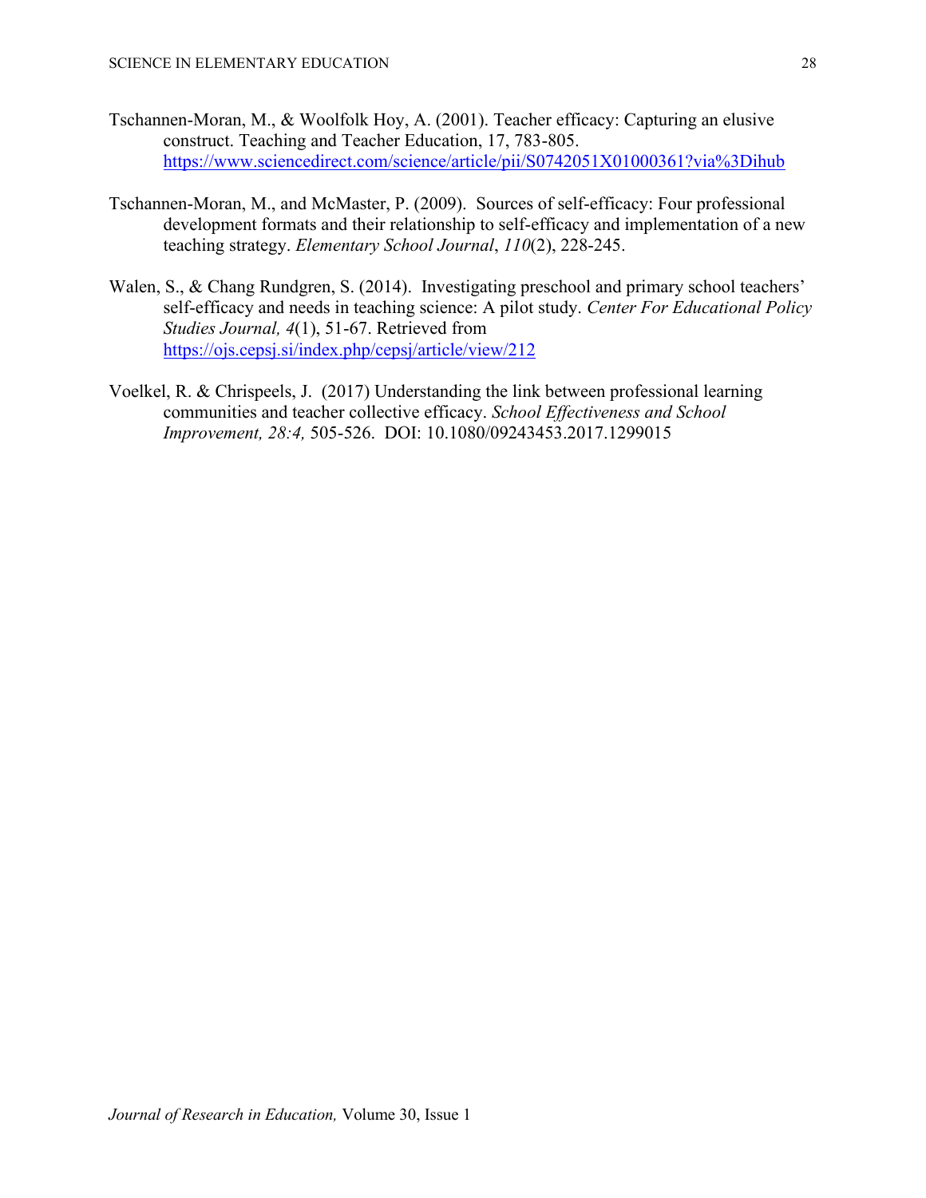Tschannen-Moran, M., & Woolfolk Hoy, A. (2001). Teacher efficacy: Capturing an elusive construct. Teaching and Teacher Education, 17, 783-805. https://www.sciencedirect.com/science/article/pii/S0742051X01000361?via%3Dihub

Tschannen-Moran, M., and McMaster, P. (2009). Sources of self-efficacy: Four professional development formats and their relationship to self-efficacy and implementation of a new teaching strategy. *Elementary School Journal*, *110*(2), 228-245.

Walen, S., & Chang Rundgren, S. (2014). Investigating preschool and primary school teachers' self-efficacy and needs in teaching science: A pilot study. *Center For Educational Policy Studies Journal, 4*(1), 51-67. Retrieved from https://ojs.cepsj.si/index.php/cepsj/article/view/212

Voelkel, R. & Chrispeels, J. (2017) Understanding the link between professional learning communities and teacher collective efficacy. *School Effectiveness and School Improvement, 28:4,* 505-526. DOI: 10.1080/09243453.2017.1299015